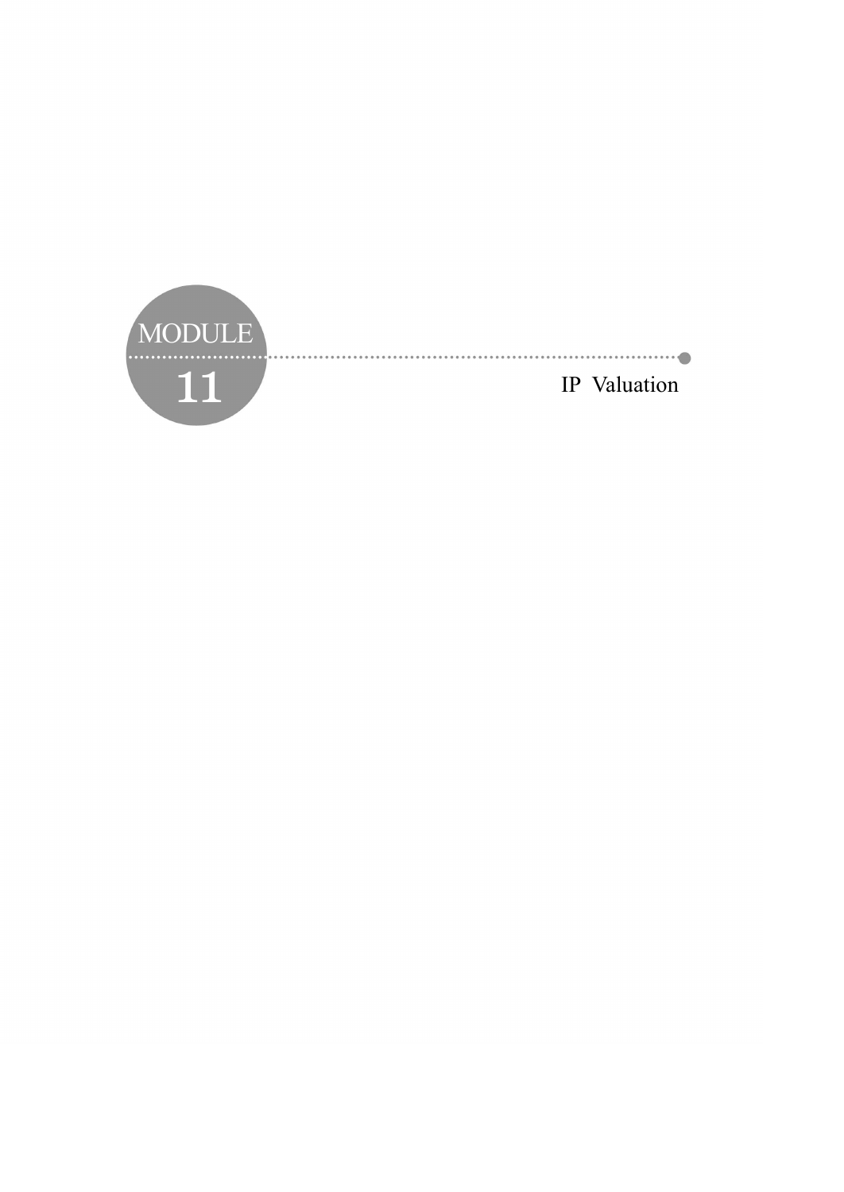# MODULE 11

# IP Valuation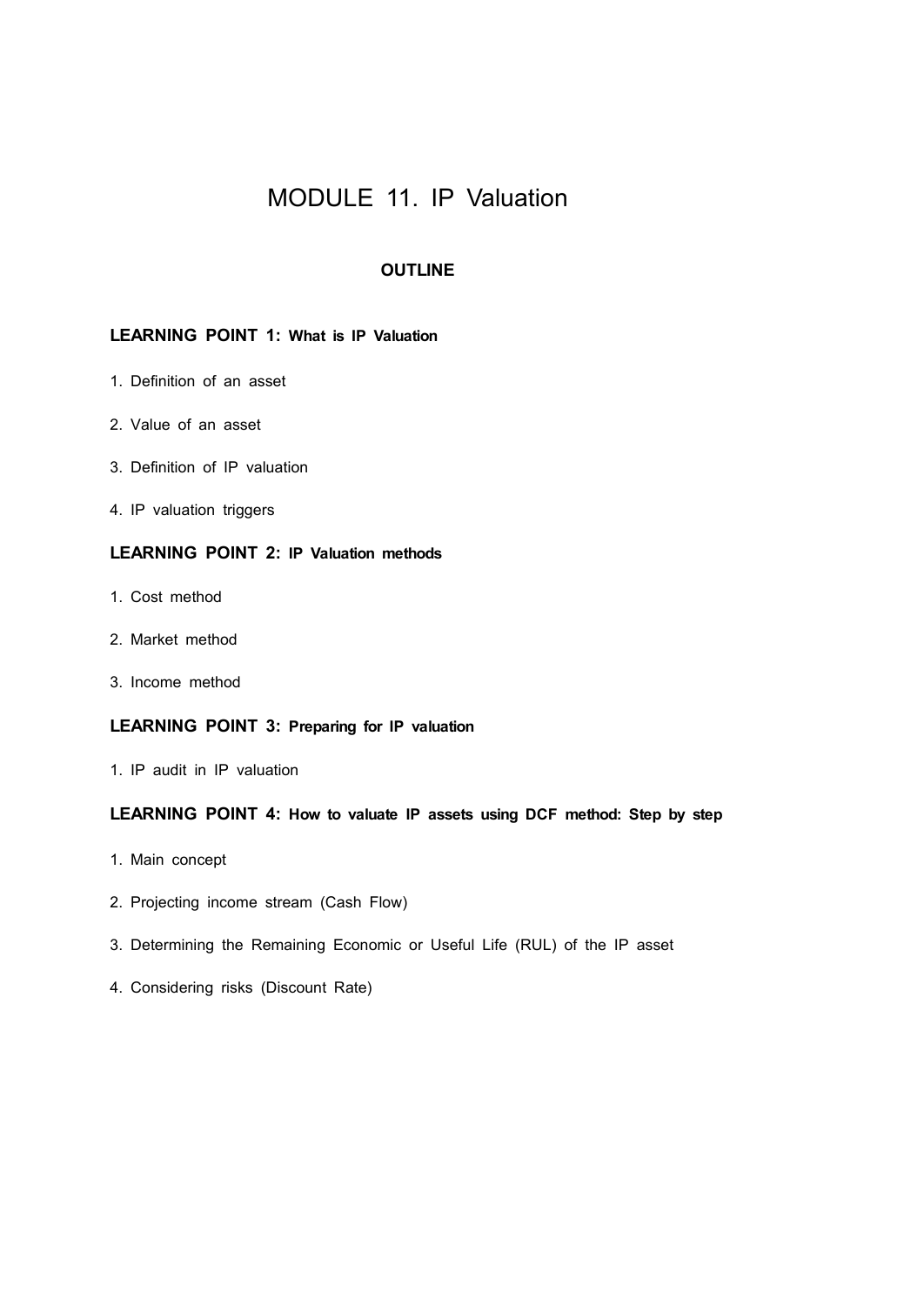# MODULE 11. IP Valuation

## OUTLINE

### LEARNING POINT 1: What is IP Valuation

1. Definition of an asset
2. Value of an asset
3. Definition of IP valuation
4. IP valuation triggers

### LEARNING POINT 2: IP Valuation methods

1. Cost method
2. Market method
3. Income method

### LEARNING POINT 3: Preparing for IP valuation

1. IP audit in IP valuation

### LEARNING POINT 4: How to valuate IP assets using DCF method: Step by step

1. Main concept
2. Projecting income stream (Cash Flow)
3. Determining the Remaining Economic or Useful Life (RUL) of the IP asset
4. Considering risks (Discount Rate)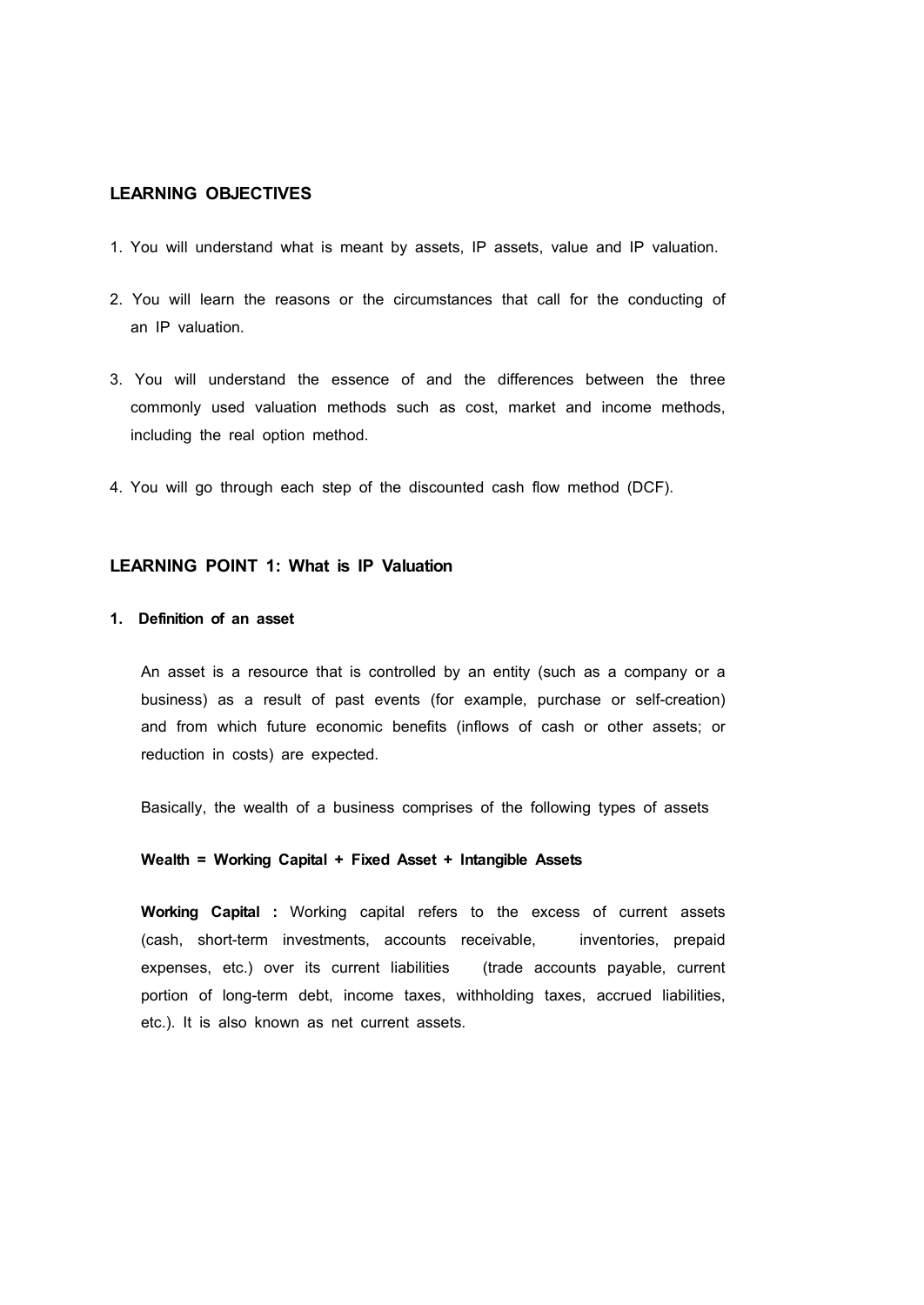## LEARNING OBJECTIVES

1. You will understand what is meant by assets, IP assets, value and IP valuation.
2. You will learn the reasons or the circumstances that call for the conducting of an IP valuation.
3. You will understand the essence of and the differences between the three commonly used valuation methods such as cost, market and income methods, including the real option method.
4. You will go through each step of the discounted cash flow method (DCF).

## LEARNING POINT 1: What is IP Valuation

### 1. Definition of an asset

An asset is a resource that is controlled by an entity (such as a company or a business) as a result of past events (for example, purchase or self-creation) and from which future economic benefits (inflows of cash or other assets; or reduction in costs) are expected.

Basically, the wealth of a business comprises of the following types of assets

**Wealth = Working Capital + Fixed Asset + Intangible Assets**

**Working Capital :** Working capital refers to the excess of current assets (cash, short-term investments, accounts receivable, inventories, prepaid expenses, etc.) over its current liabilities (trade accounts payable, current portion of long-term debt, income taxes, withholding taxes, accrued liabilities, etc.). It is also known as net current assets.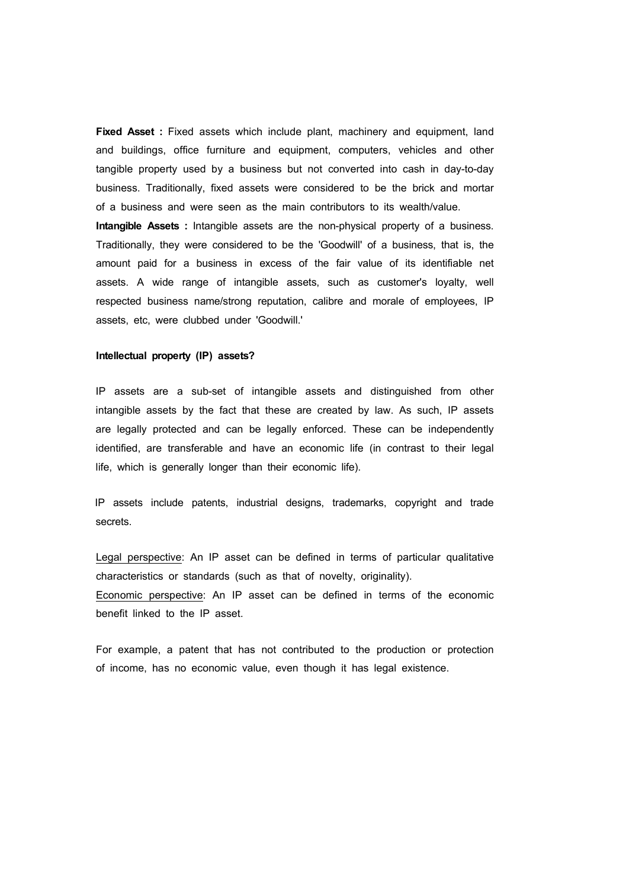**Fixed Asset :** Fixed assets which include plant, machinery and equipment, land and buildings, office furniture and equipment, computers, vehicles and other tangible property used by a business but not converted into cash in day-to-day business. Traditionally, fixed assets were considered to be the brick and mortar of a business and were seen as the main contributors to its wealth/value.

**Intangible Assets :** Intangible assets are the non-physical property of a business. Traditionally, they were considered to be the 'Goodwill' of a business, that is, the amount paid for a business in excess of the fair value of its identifiable net assets. A wide range of intangible assets, such as customer's loyalty, well respected business name/strong reputation, calibre and morale of employees, IP assets, etc, were clubbed under 'Goodwill.'

**Intellectual property (IP) assets?**

IP assets are a sub-set of intangible assets and distinguished from other intangible assets by the fact that these are created by law. As such, IP assets are legally protected and can be legally enforced. These can be independently identified, are transferable and have an economic life (in contrast to their legal life, which is generally longer than their economic life).

IP assets include patents, industrial designs, trademarks, copyright and trade secrets.

<u>Legal perspective</u>: An IP asset can be defined in terms of particular qualitative characteristics or standards (such as that of novelty, originality).

<u>Economic perspective</u>: An IP asset can be defined in terms of the economic benefit linked to the IP asset.

For example, a patent that has not contributed to the production or protection of income, has no economic value, even though it has legal existence.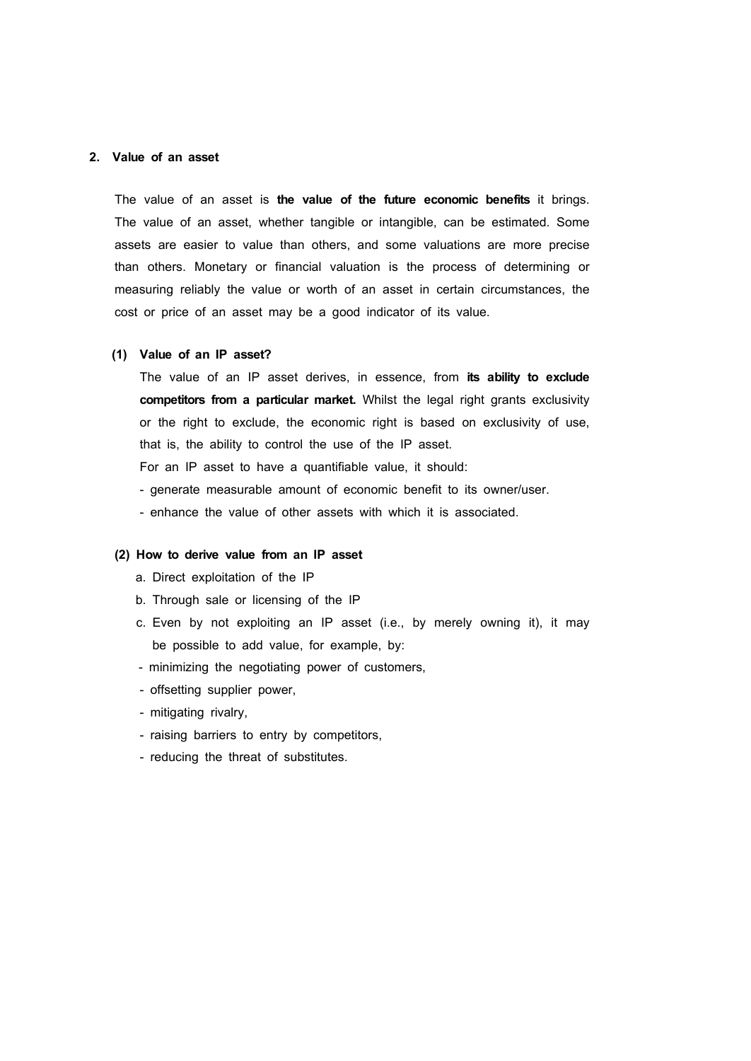## 2. Value of an asset

The value of an asset is **the value of the future economic benefits** it brings. The value of an asset, whether tangible or intangible, can be estimated. Some assets are easier to value than others, and some valuations are more precise than others. Monetary or financial valuation is the process of determining or measuring reliably the value or worth of an asset in certain circumstances, the cost or price of an asset may be a good indicator of its value.

### (1) Value of an IP asset?

The value of an IP asset derives, in essence, from **its ability to exclude competitors from a particular market.** Whilst the legal right grants exclusivity or the right to exclude, the economic right is based on exclusivity of use, that is, the ability to control the use of the IP asset.

For an IP asset to have a quantifiable value, it should:

- generate measurable amount of economic benefit to its owner/user.
- enhance the value of other assets with which it is associated.

### (2) How to derive value from an IP asset

a. Direct exploitation of the IP

b. Through sale or licensing of the IP

c. Even by not exploiting an IP asset (i.e., by merely owning it), it may be possible to add value, for example, by:

- minimizing the negotiating power of customers,
- offsetting supplier power,
- mitigating rivalry,
- raising barriers to entry by competitors,
- reducing the threat of substitutes.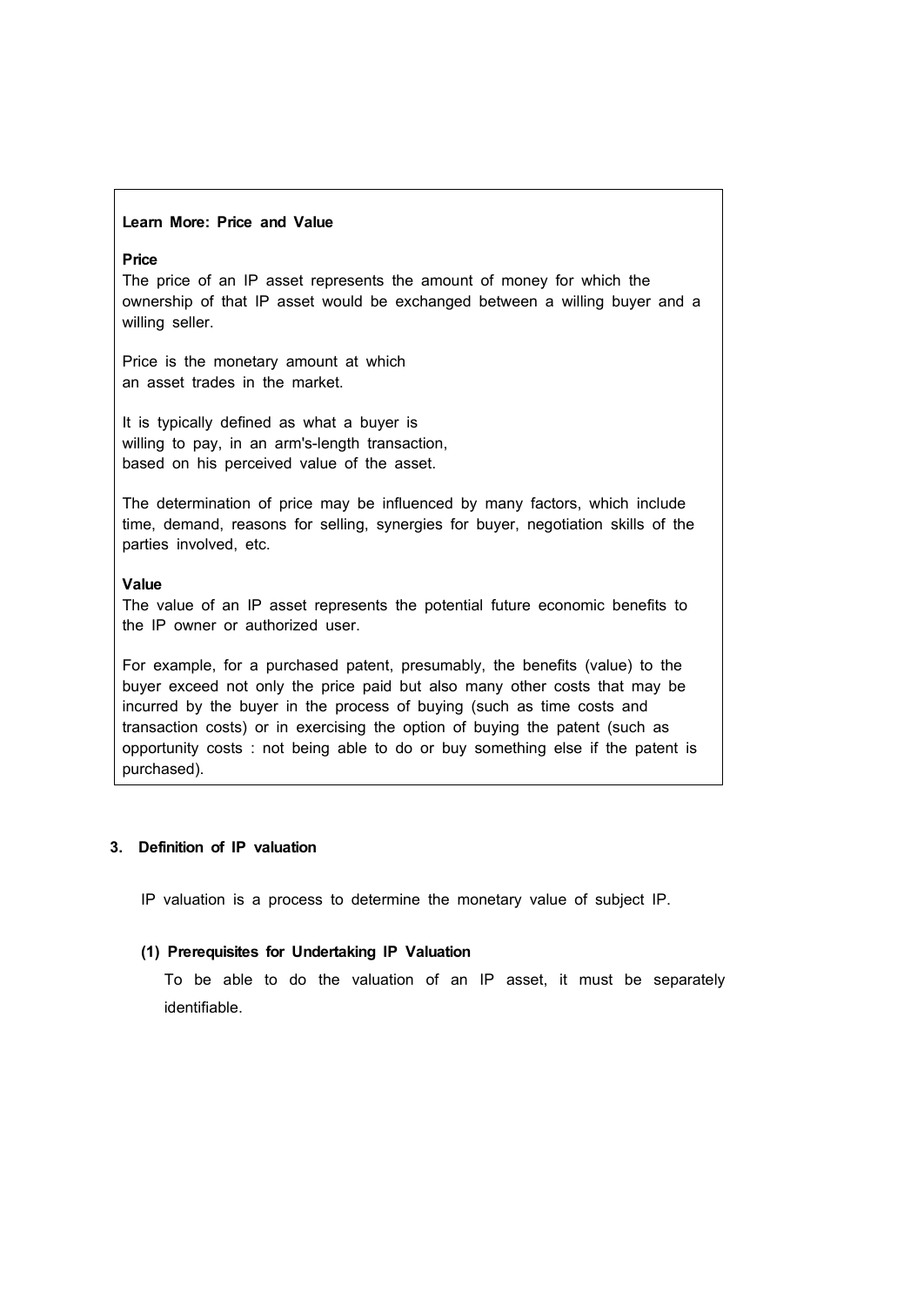**Learn More: Price and Value**

**Price**

The price of an IP asset represents the amount of money for which the ownership of that IP asset would be exchanged between a willing buyer and a willing seller.

Price is the monetary amount at which an asset trades in the market.

It is typically defined as what a buyer is willing to pay, in an arm's-length transaction, based on his perceived value of the asset.

The determination of price may be influenced by many factors, which include time, demand, reasons for selling, synergies for buyer, negotiation skills of the parties involved, etc.

**Value**

The value of an IP asset represents the potential future economic benefits to the IP owner or authorized user.

For example, for a purchased patent, presumably, the benefits (value) to the buyer exceed not only the price paid but also many other costs that may be incurred by the buyer in the process of buying (such as time costs and transaction costs) or in exercising the option of buying the patent (such as opportunity costs : not being able to do or buy something else if the patent is purchased).

## 3. Definition of IP valuation

IP valuation is a process to determine the monetary value of subject IP.

### (1) Prerequisites for Undertaking IP Valuation

To be able to do the valuation of an IP asset, it must be separately identifiable.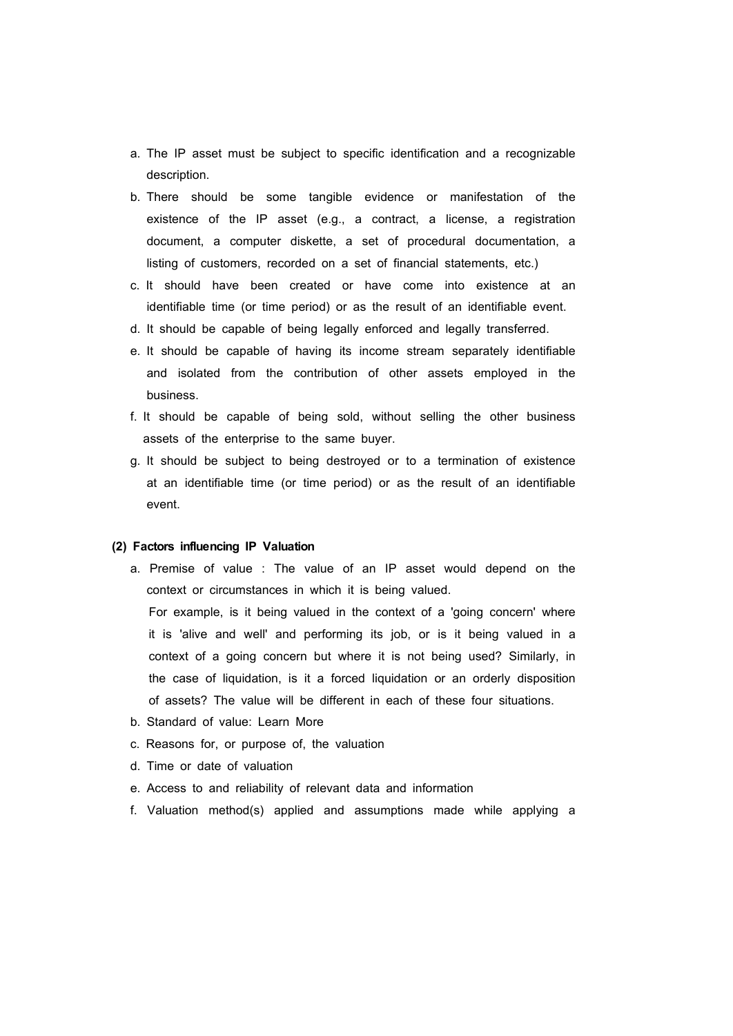a. The IP asset must be subject to specific identification and a recognizable description.
b. There should be some tangible evidence or manifestation of the existence of the IP asset (e.g., a contract, a license, a registration document, a computer diskette, a set of procedural documentation, a listing of customers, recorded on a set of financial statements, etc.)
c. It should have been created or have come into existence at an identifiable time (or time period) or as the result of an identifiable event.
d. It should be capable of being legally enforced and legally transferred.
e. It should be capable of having its income stream separately identifiable and isolated from the contribution of other assets employed in the business.
f. It should be capable of being sold, without selling the other business assets of the enterprise to the same buyer.
g. It should be subject to being destroyed or to a termination of existence at an identifiable time (or time period) or as the result of an identifiable event.

**(2) Factors influencing IP Valuation**

a. Premise of value : The value of an IP asset would depend on the context or circumstances in which it is being valued.
   For example, is it being valued in the context of a 'going concern' where it is 'alive and well' and performing its job, or is it being valued in a context of a going concern but where it is not being used? Similarly, in the case of liquidation, is it a forced liquidation or an orderly disposition of assets? The value will be different in each of these four situations.
b. Standard of value: Learn More
c. Reasons for, or purpose of, the valuation
d. Time or date of valuation
e. Access to and reliability of relevant data and information
f. Valuation method(s) applied and assumptions made while applying a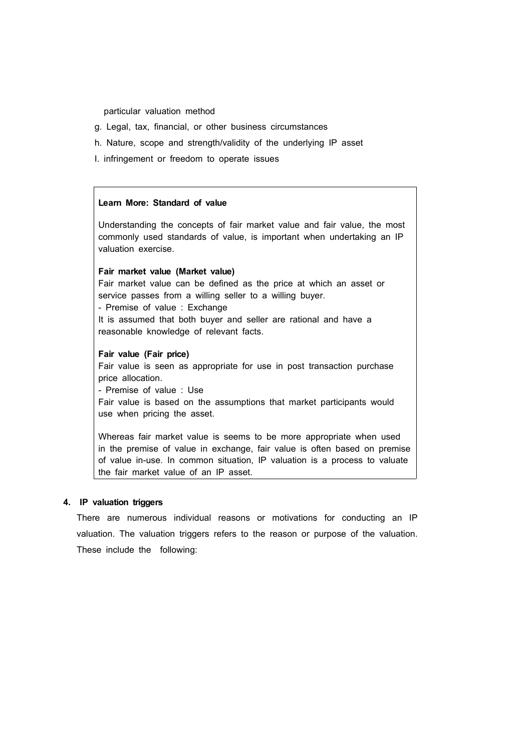particular valuation method

g. Legal, tax, financial, or other business circumstances

h. Nature, scope and strength/validity of the underlying IP asset

I. infringement or freedom to operate issues

> **Learn More: Standard of value**
>
> Understanding the concepts of fair market value and fair value, the most commonly used standards of value, is important when undertaking an IP valuation exercise.
>
> **Fair market value (Market value)**
>
> Fair market value can be defined as the price at which an asset or service passes from a willing seller to a willing buyer.
>
> - Premise of value : Exchange
>
> It is assumed that both buyer and seller are rational and have a reasonable knowledge of relevant facts.
>
> **Fair value (Fair price)**
>
> Fair value is seen as appropriate for use in post transaction purchase price allocation.
>
> - Premise of value : Use
>
> Fair value is based on the assumptions that market participants would use when pricing the asset.
>
> Whereas fair market value is seems to be more appropriate when used in the premise of value in exchange, fair value is often based on premise of value in-use. In common situation, IP valuation is a process to valuate the fair market value of an IP asset.

## 4. IP valuation triggers

There are numerous individual reasons or motivations for conducting an IP valuation. The valuation triggers refers to the reason or purpose of the valuation. These include the following: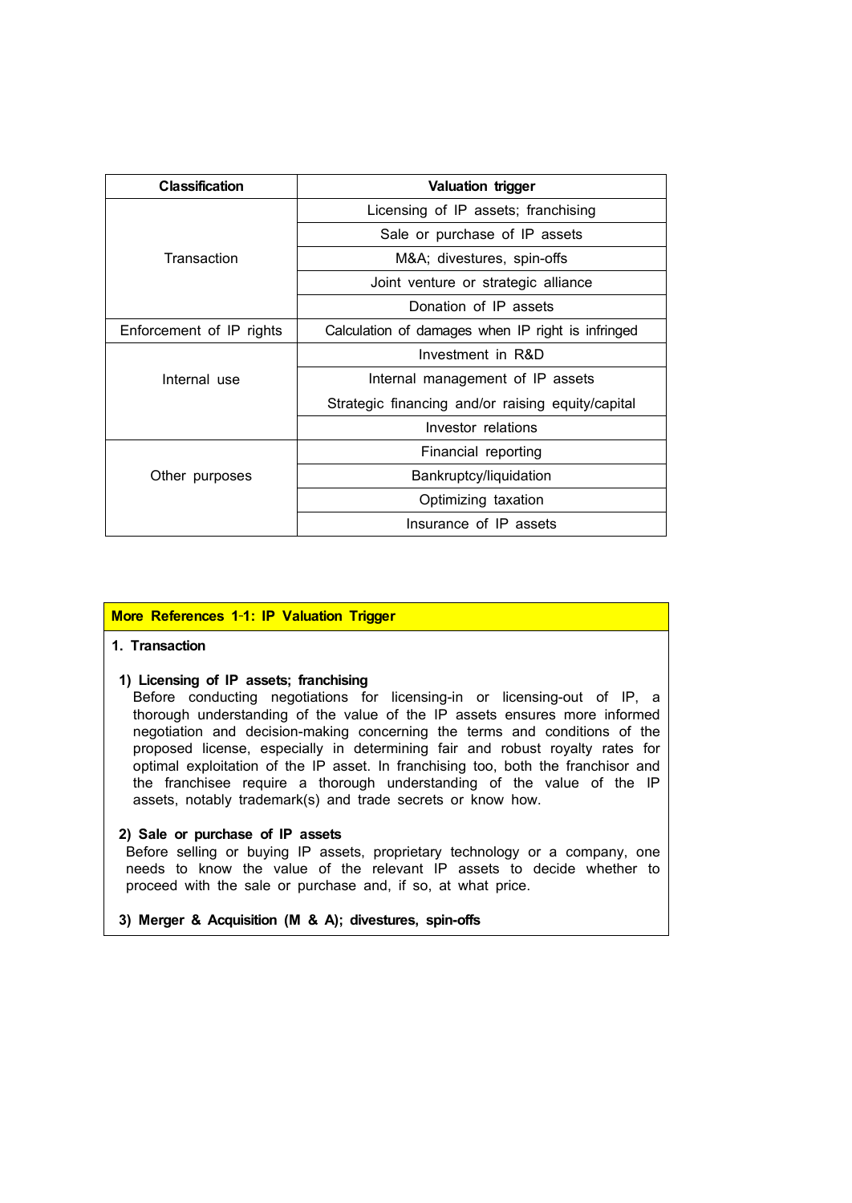| Classification | Valuation trigger |
|---|---|
| Transaction | Licensing of IP assets; franchising |
| | Sale or purchase of IP assets |
| | M&A; divestures, spin-offs |
| | Joint venture or strategic alliance |
| | Donation of IP assets |
| Enforcement of IP rights | Calculation of damages when IP right is infringed |
| Internal use | Investment in R&D |
| | Internal management of IP assets<br>Strategic financing and/or raising equity/capital |
| | Investor relations |
| Other purposes | Financial reporting |
| | Bankruptcy/liquidation |
| | Optimizing taxation |
| | Insurance of IP assets |

**More References 1-1: IP Valuation Trigger**

**1. Transaction**

**1) Licensing of IP assets; franchising**

Before conducting negotiations for licensing-in or licensing-out of IP, a thorough understanding of the value of the IP assets ensures more informed negotiation and decision-making concerning the terms and conditions of the proposed license, especially in determining fair and robust royalty rates for optimal exploitation of the IP asset. In franchising too, both the franchisor and the franchisee require a thorough understanding of the value of the IP assets, notably trademark(s) and trade secrets or know how.

**2) Sale or purchase of IP assets**

Before selling or buying IP assets, proprietary technology or a company, one needs to know the value of the relevant IP assets to decide whether to proceed with the sale or purchase and, if so, at what price.

**3) Merger & Acquisition (M & A); divestures, spin-offs**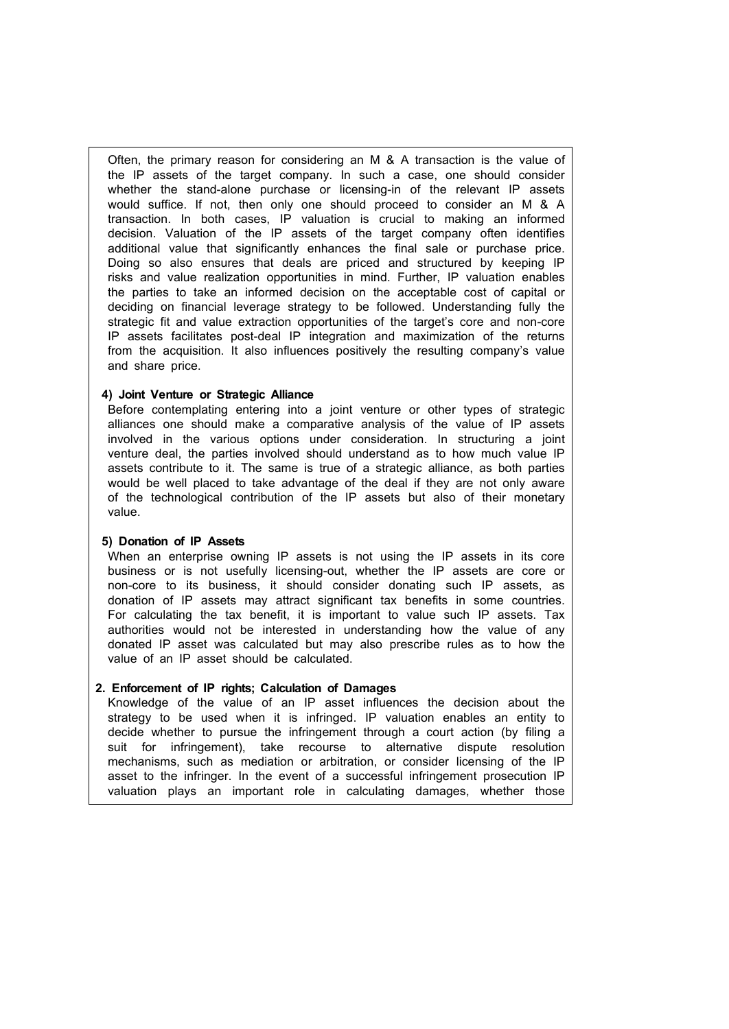Often, the primary reason for considering an M & A transaction is the value of the IP assets of the target company. In such a case, one should consider whether the stand-alone purchase or licensing-in of the relevant IP assets would suffice. If not, then only one should proceed to consider an M & A transaction. In both cases, IP valuation is crucial to making an informed decision. Valuation of the IP assets of the target company often identifies additional value that significantly enhances the final sale or purchase price. Doing so also ensures that deals are priced and structured by keeping IP risks and value realization opportunities in mind. Further, IP valuation enables the parties to take an informed decision on the acceptable cost of capital or deciding on financial leverage strategy to be followed. Understanding fully the strategic fit and value extraction opportunities of the target's core and non-core IP assets facilitates post-deal IP integration and maximization of the returns from the acquisition. It also influences positively the resulting company's value and share price.

**4) Joint Venture or Strategic Alliance**

Before contemplating entering into a joint venture or other types of strategic alliances one should make a comparative analysis of the value of IP assets involved in the various options under consideration. In structuring a joint venture deal, the parties involved should understand as to how much value IP assets contribute to it. The same is true of a strategic alliance, as both parties would be well placed to take advantage of the deal if they are not only aware of the technological contribution of the IP assets but also of their monetary value.

**5) Donation of IP Assets**

When an enterprise owning IP assets is not using the IP assets in its core business or is not usefully licensing-out, whether the IP assets are core or non-core to its business, it should consider donating such IP assets, as donation of IP assets may attract significant tax benefits in some countries. For calculating the tax benefit, it is important to value such IP assets. Tax authorities would not be interested in understanding how the value of any donated IP asset was calculated but may also prescribe rules as to how the value of an IP asset should be calculated.

**2. Enforcement of IP rights; Calculation of Damages**

Knowledge of the value of an IP asset influences the decision about the strategy to be used when it is infringed. IP valuation enables an entity to decide whether to pursue the infringement through a court action (by filing a suit for infringement), take recourse to alternative dispute resolution mechanisms, such as mediation or arbitration, or consider licensing of the IP asset to the infringer. In the event of a successful infringement prosecution IP valuation plays an important role in calculating damages, whether those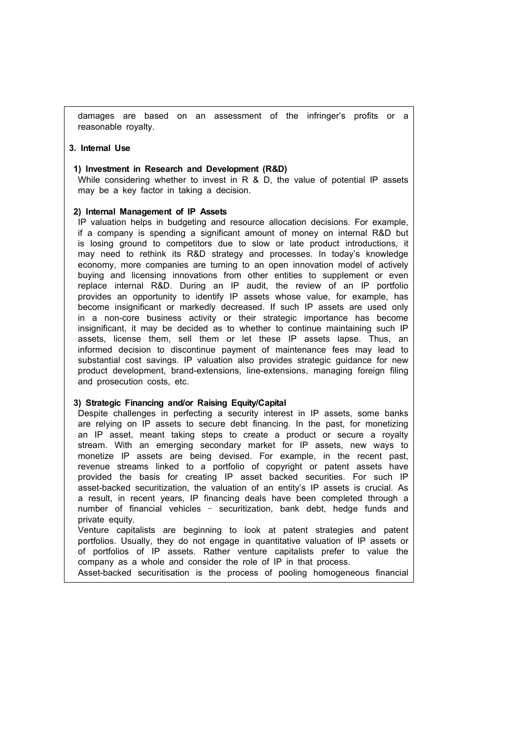damages are based on an assessment of the infringer's profits or a reasonable royalty.

**3. Internal Use**

**1) Investment in Research and Development (R&D)**

While considering whether to invest in R & D, the value of potential IP assets may be a key factor in taking a decision.

**2) Internal Management of IP Assets**

IP valuation helps in budgeting and resource allocation decisions. For example, if a company is spending a significant amount of money on internal R&D but is losing ground to competitors due to slow or late product introductions, it may need to rethink its R&D strategy and processes. In today's knowledge economy, more companies are turning to an open innovation model of actively buying and licensing innovations from other entities to supplement or even replace internal R&D. During an IP audit, the review of an IP portfolio provides an opportunity to identify IP assets whose value, for example, has become insignificant or markedly decreased. If such IP assets are used only in a non-core business activity or their strategic importance has become insignificant, it may be decided as to whether to continue maintaining such IP assets, license them, sell them or let these IP assets lapse. Thus, an informed decision to discontinue payment of maintenance fees may lead to substantial cost savings. IP valuation also provides strategic guidance for new product development, brand-extensions, line-extensions, managing foreign filing and prosecution costs, etc.

**3) Strategic Financing and/or Raising Equity/Capital**

Despite challenges in perfecting a security interest in IP assets, some banks are relying on IP assets to secure debt financing. In the past, for monetizing an IP asset, meant taking steps to create a product or secure a royalty stream. With an emerging secondary market for IP assets, new ways to monetize IP assets are being devised. For example, in the recent past, revenue streams linked to a portfolio of copyright or patent assets have provided the basis for creating IP asset backed securities. For such IP asset-backed securitization, the valuation of an entity's IP assets is crucial. As a result, in recent years, IP financing deals have been completed through a number of financial vehicles – securitization, bank debt, hedge funds and private equity.

Venture capitalists are beginning to look at patent strategies and patent portfolios. Usually, they do not engage in quantitative valuation of IP assets or of portfolios of IP assets. Rather venture capitalists prefer to value the company as a whole and consider the role of IP in that process.

Asset-backed securitisation is the process of pooling homogeneous financial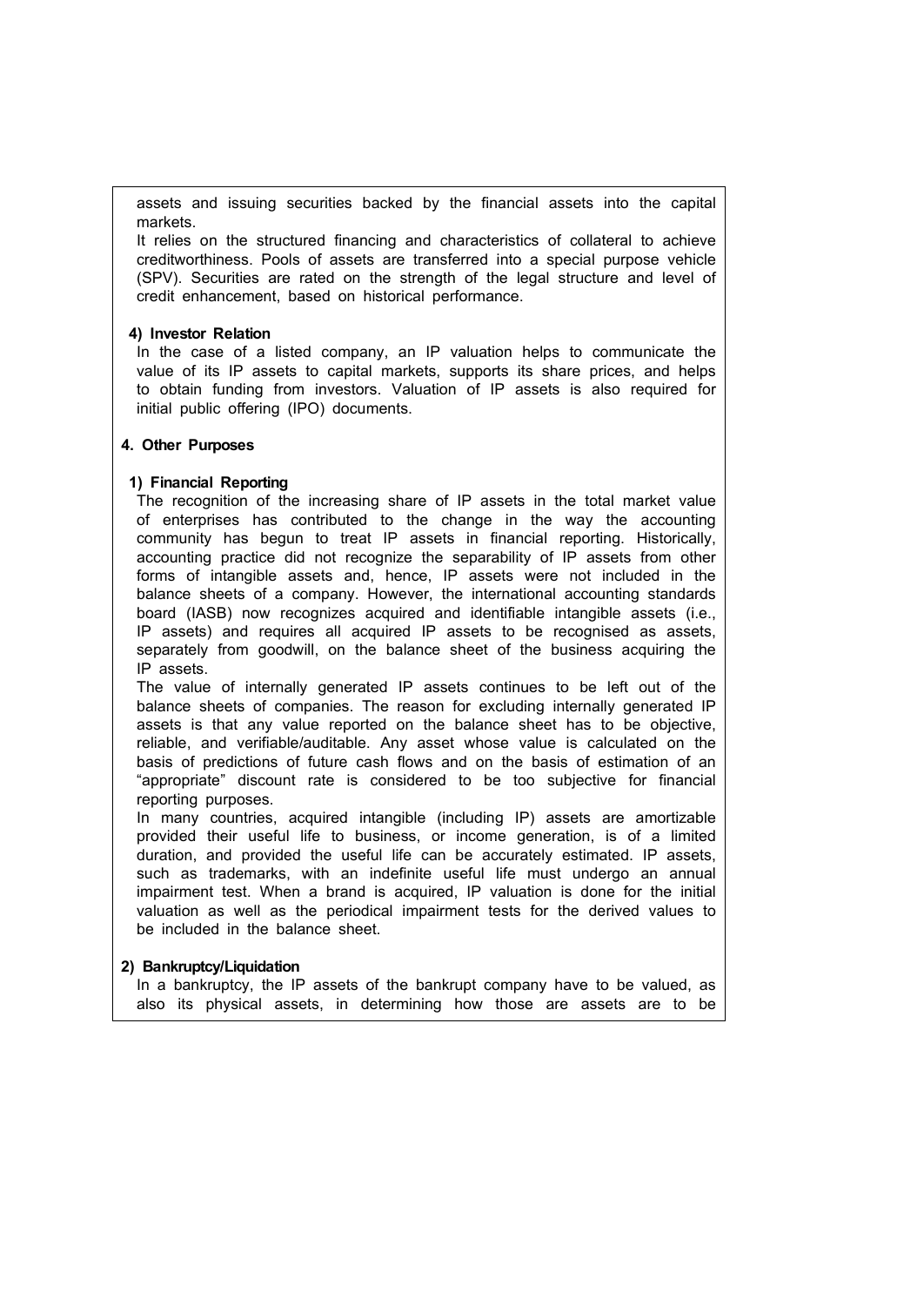assets and issuing securities backed by the financial assets into the capital markets.

It relies on the structured financing and characteristics of collateral to achieve creditworthiness. Pools of assets are transferred into a special purpose vehicle (SPV). Securities are rated on the strength of the legal structure and level of credit enhancement, based on historical performance.

**4) Investor Relation**

In the case of a listed company, an IP valuation helps to communicate the value of its IP assets to capital markets, supports its share prices, and helps to obtain funding from investors. Valuation of IP assets is also required for initial public offering (IPO) documents.

**4. Other Purposes**

**1) Financial Reporting**

The recognition of the increasing share of IP assets in the total market value of enterprises has contributed to the change in the way the accounting community has begun to treat IP assets in financial reporting. Historically, accounting practice did not recognize the separability of IP assets from other forms of intangible assets and, hence, IP assets were not included in the balance sheets of a company. However, the international accounting standards board (IASB) now recognizes acquired and identifiable intangible assets (i.e., IP assets) and requires all acquired IP assets to be recognised as assets, separately from goodwill, on the balance sheet of the business acquiring the IP assets.

The value of internally generated IP assets continues to be left out of the balance sheets of companies. The reason for excluding internally generated IP assets is that any value reported on the balance sheet has to be objective, reliable, and verifiable/auditable. Any asset whose value is calculated on the basis of predictions of future cash flows and on the basis of estimation of an "appropriate" discount rate is considered to be too subjective for financial reporting purposes.

In many countries, acquired intangible (including IP) assets are amortizable provided their useful life to business, or income generation, is of a limited duration, and provided the useful life can be accurately estimated. IP assets, such as trademarks, with an indefinite useful life must undergo an annual impairment test. When a brand is acquired, IP valuation is done for the initial valuation as well as the periodical impairment tests for the derived values to be included in the balance sheet.

**2) Bankruptcy/Liquidation**

In a bankruptcy, the IP assets of the bankrupt company have to be valued, as also its physical assets, in determining how those are assets are to be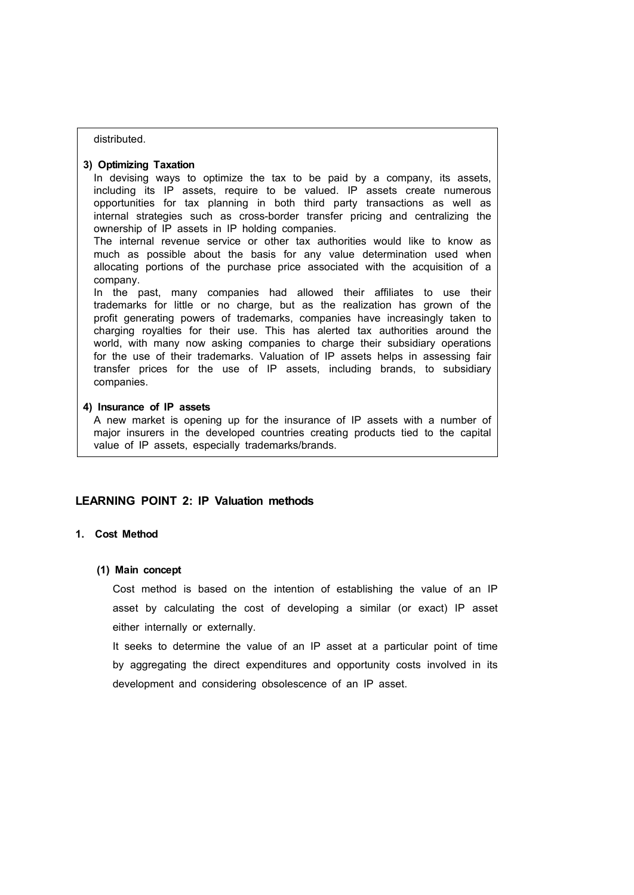distributed.

**3) Optimizing Taxation**

In devising ways to optimize the tax to be paid by a company, its assets, including its IP assets, require to be valued. IP assets create numerous opportunities for tax planning in both third party transactions as well as internal strategies such as cross-border transfer pricing and centralizing the ownership of IP assets in IP holding companies.

The internal revenue service or other tax authorities would like to know as much as possible about the basis for any value determination used when allocating portions of the purchase price associated with the acquisition of a company.

In the past, many companies had allowed their affiliates to use their trademarks for little or no charge, but as the realization has grown of the profit generating powers of trademarks, companies have increasingly taken to charging royalties for their use. This has alerted tax authorities around the world, with many now asking companies to charge their subsidiary operations for the use of their trademarks. Valuation of IP assets helps in assessing fair transfer prices for the use of IP assets, including brands, to subsidiary companies.

**4) Insurance of IP assets**

A new market is opening up for the insurance of IP assets with a number of major insurers in the developed countries creating products tied to the capital value of IP assets, especially trademarks/brands.

## LEARNING POINT 2: IP Valuation methods

### 1. Cost Method

#### (1) Main concept

Cost method is based on the intention of establishing the value of an IP asset by calculating the cost of developing a similar (or exact) IP asset either internally or externally.

It seeks to determine the value of an IP asset at a particular point of time by aggregating the direct expenditures and opportunity costs involved in its development and considering obsolescence of an IP asset.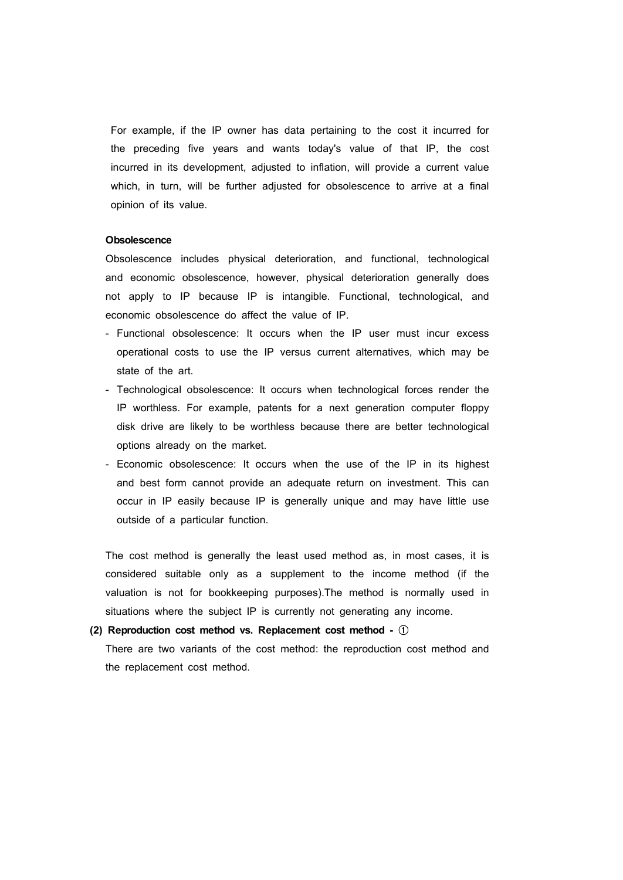For example, if the IP owner has data pertaining to the cost it incurred for the preceding five years and wants today's value of that IP, the cost incurred in its development, adjusted to inflation, will provide a current value which, in turn, will be further adjusted for obsolescence to arrive at a final opinion of its value.

**Obsolescence**

Obsolescence includes physical deterioration, and functional, technological and economic obsolescence, however, physical deterioration generally does not apply to IP because IP is intangible. Functional, technological, and economic obsolescence do affect the value of IP.

- Functional obsolescence: It occurs when the IP user must incur excess operational costs to use the IP versus current alternatives, which may be state of the art.
- Technological obsolescence: It occurs when technological forces render the IP worthless. For example, patents for a next generation computer floppy disk drive are likely to be worthless because there are better technological options already on the market.
- Economic obsolescence: It occurs when the use of the IP in its highest and best form cannot provide an adequate return on investment. This can occur in IP easily because IP is generally unique and may have little use outside of a particular function.

The cost method is generally the least used method as, in most cases, it is considered suitable only as a supplement to the income method (if the valuation is not for bookkeeping purposes).The method is normally used in situations where the subject IP is currently not generating any income.

**(2) Reproduction cost method vs. Replacement cost method - ①**

There are two variants of the cost method: the reproduction cost method and the replacement cost method.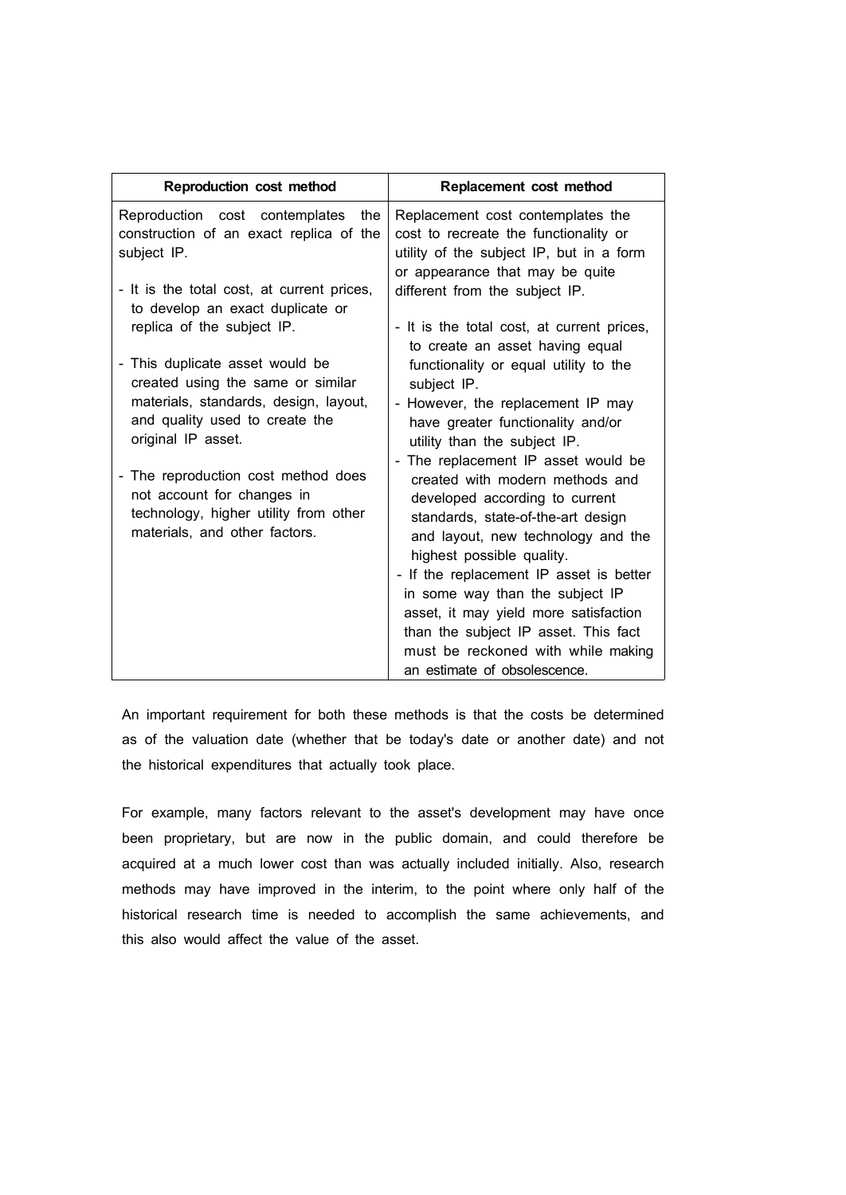| Reproduction cost method | Replacement cost method |
|---|---|
| Reproduction cost contemplates the construction of an exact replica of the subject IP.<br><br>- It is the total cost, at current prices, to develop an exact duplicate or replica of the subject IP.<br><br>- This duplicate asset would be created using the same or similar materials, standards, design, layout, and quality used to create the original IP asset.<br><br>- The reproduction cost method does not account for changes in technology, higher utility from other materials, and other factors. | Replacement cost contemplates the cost to recreate the functionality or utility of the subject IP, but in a form or appearance that may be quite different from the subject IP.<br><br>- It is the total cost, at current prices, to create an asset having equal functionality or equal utility to the subject IP.<br>- However, the replacement IP may have greater functionality and/or utility than the subject IP.<br>- The replacement IP asset would be created with modern methods and developed according to current standards, state-of-the-art design and layout, new technology and the highest possible quality.<br>- If the replacement IP asset is better in some way than the subject IP asset, it may yield more satisfaction than the subject IP asset. This fact must be reckoned with while making an estimate of obsolescence. |

An important requirement for both these methods is that the costs be determined as of the valuation date (whether that be today's date or another date) and not the historical expenditures that actually took place.

For example, many factors relevant to the asset's development may have once been proprietary, but are now in the public domain, and could therefore be acquired at a much lower cost than was actually included initially. Also, research methods may have improved in the interim, to the point where only half of the historical research time is needed to accomplish the same achievements, and this also would affect the value of the asset.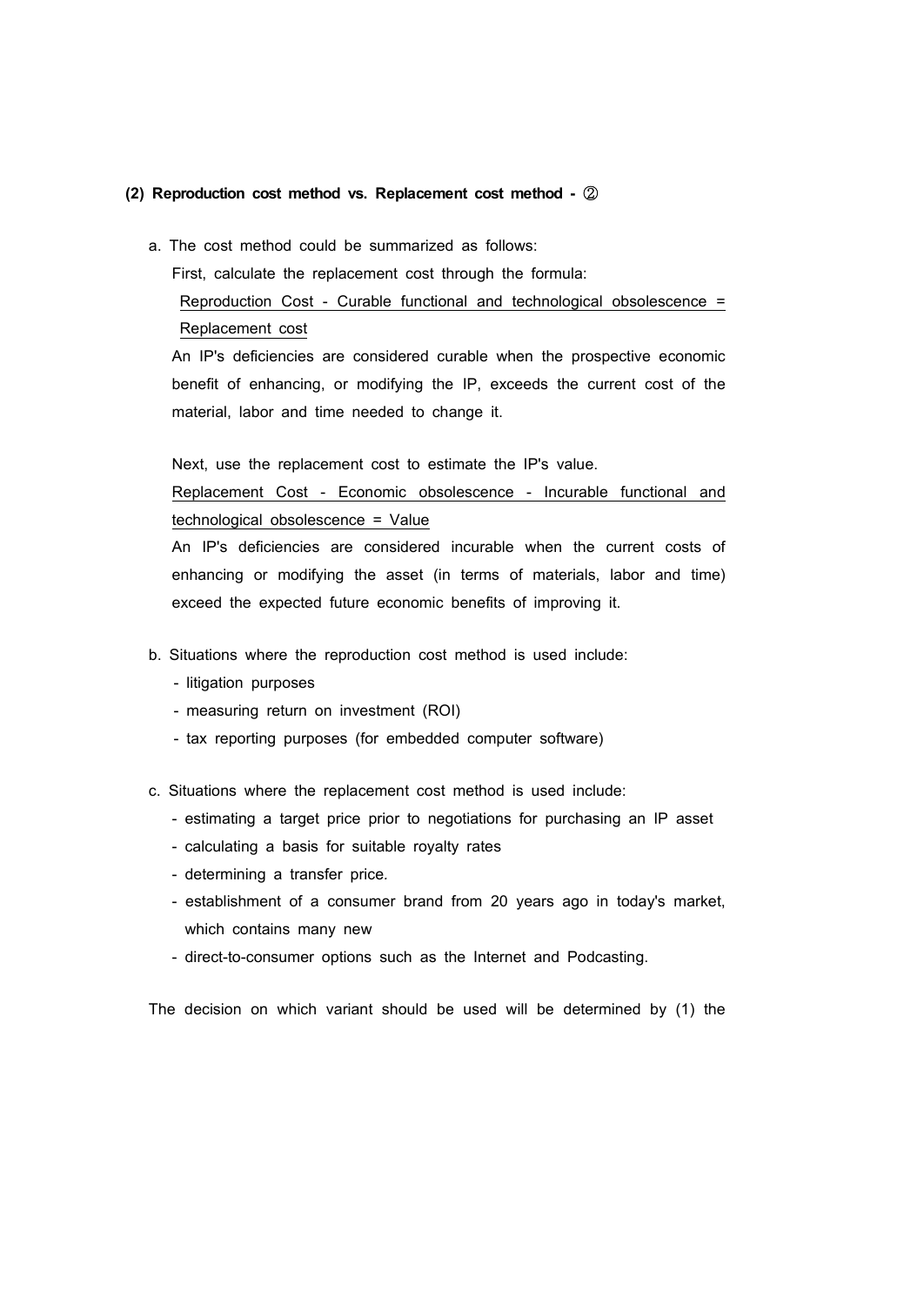### (2) Reproduction cost method vs. Replacement cost method - ②

a. The cost method could be summarized as follows:

First, calculate the replacement cost through the formula:

<u>Reproduction Cost - Curable functional and technological obsolescence = Replacement cost</u>

An IP's deficiencies are considered curable when the prospective economic benefit of enhancing, or modifying the IP, exceeds the current cost of the material, labor and time needed to change it.

Next, use the replacement cost to estimate the IP's value.

<u>Replacement Cost - Economic obsolescence - Incurable functional and technological obsolescence = Value</u>

An IP's deficiencies are considered incurable when the current costs of enhancing or modifying the asset (in terms of materials, labor and time) exceed the expected future economic benefits of improving it.

b. Situations where the reproduction cost method is used include:

- litigation purposes
- measuring return on investment (ROI)
- tax reporting purposes (for embedded computer software)

c. Situations where the replacement cost method is used include:

- estimating a target price prior to negotiations for purchasing an IP asset
- calculating a basis for suitable royalty rates
- determining a transfer price.
- establishment of a consumer brand from 20 years ago in today's market, which contains many new
- direct-to-consumer options such as the Internet and Podcasting.

The decision on which variant should be used will be determined by (1) the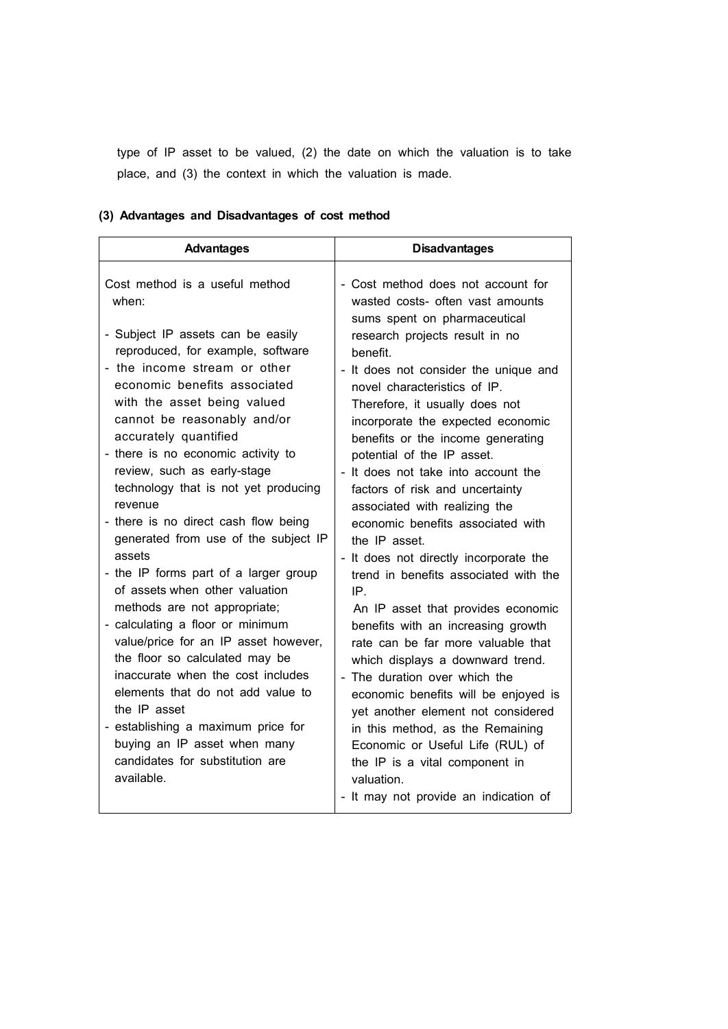type of IP asset to be valued, (2) the date on which the valuation is to take place, and (3) the context in which the valuation is made.

### (3) Advantages and Disadvantages of cost method

| Advantages | Disadvantages |
|---|---|
| Cost method is a useful method when:<br><br>- Subject IP assets can be easily reproduced, for example, software<br>- the income stream or other economic benefits associated with the asset being valued cannot be reasonably and/or accurately quantified<br>- there is no economic activity to review, such as early-stage technology that is not yet producing revenue<br>- there is no direct cash flow being generated from use of the subject IP assets<br>- the IP forms part of a larger group of assets when other valuation methods are not appropriate;<br>- calculating a floor or minimum value/price for an IP asset however, the floor so calculated may be inaccurate when the cost includes elements that do not add value to the IP asset<br>- establishing a maximum price for buying an IP asset when many candidates for substitution are available. | - Cost method does not account for wasted costs- often vast amounts sums spent on pharmaceutical research projects result in no benefit.<br>- It does not consider the unique and novel characteristics of IP. Therefore, it usually does not incorporate the expected economic benefits or the income generating potential of the IP asset.<br>- It does not take into account the factors of risk and uncertainty associated with realizing the economic benefits associated with the IP asset.<br>- It does not directly incorporate the trend in benefits associated with the IP.<br>An IP asset that provides economic benefits with an increasing growth rate can be far more valuable that which displays a downward trend.<br>- The duration over which the economic benefits will be enjoyed is yet another element not considered in this method, as the Remaining Economic or Useful Life (RUL) of the IP is a vital component in valuation.<br>- It may not provide an indication of |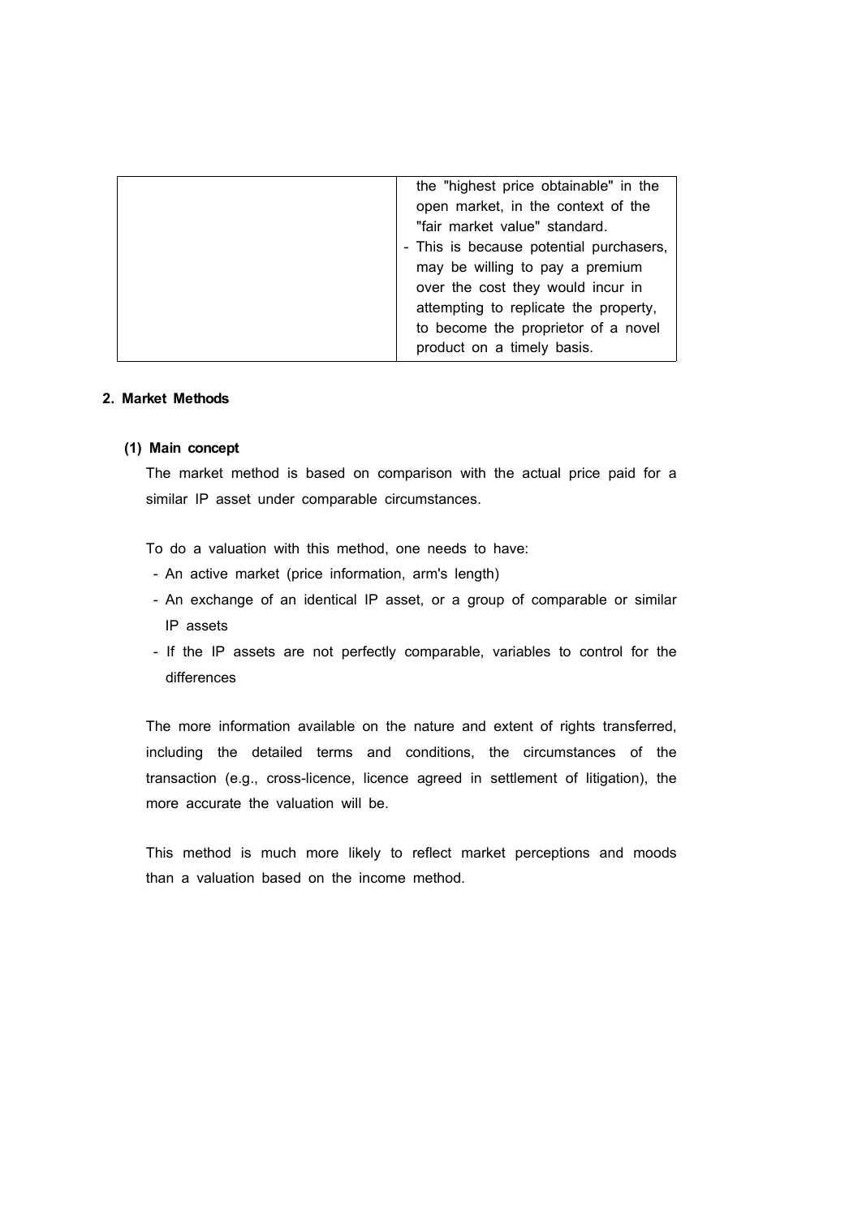| | |
|---|---|
| | the "highest price obtainable" in the open market, in the context of the "fair market value" standard.<br>- This is because potential purchasers, may be willing to pay a premium over the cost they would incur in attempting to replicate the property, to become the proprietor of a novel product on a timely basis. |

### 2. Market Methods

#### (1) Main concept

The market method is based on comparison with the actual price paid for a similar IP asset under comparable circumstances.

To do a valuation with this method, one needs to have:

- An active market (price information, arm's length)
- An exchange of an identical IP asset, or a group of comparable or similar IP assets
- If the IP assets are not perfectly comparable, variables to control for the differences

The more information available on the nature and extent of rights transferred, including the detailed terms and conditions, the circumstances of the transaction (e.g., cross-licence, licence agreed in settlement of litigation), the more accurate the valuation will be.

This method is much more likely to reflect market perceptions and moods than a valuation based on the income method.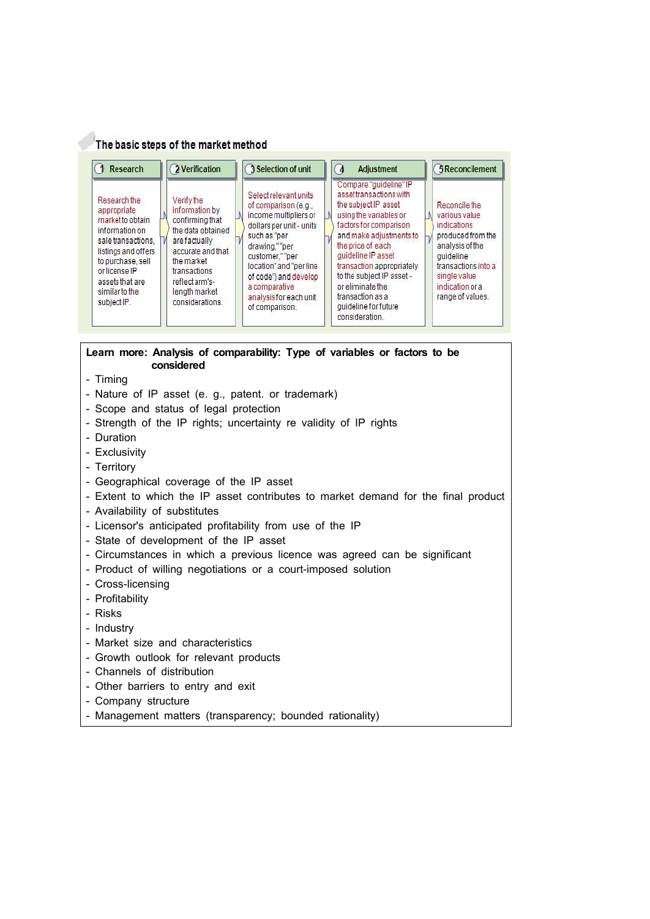**The basic steps of the market method**

| 1 Research | 2 Verification | 3 Selection of unit | 4 Adjustment | 5 Reconcilement |
|---|---|---|---|---|
| Research the appropriate market to obtain information on sale transactions, listings and offers to purchase, sell or license IP assets that are similar to the subject IP. | Verify the information by confirming that the data obtained are factually accurate and that the market transactions reflect arm's-length market considerations. | Select relevant units of comparison (e.g., income multipliers or dollars per unit - units such as "per drawing," "per customer," "per location" and "per line of code") and develop a comparative analysis for each unit of comparison. | Compare "guideline" IP asset transactions with the subject IP asset using the variables or factors for comparison and make adjustments to the price of each guideline IP asset transaction appropriately to the subject IP asset - or eliminate the transaction as a guideline for future consideration. | Reconcile the various value indications produced from the analysis of the guideline transactions into a single value indication or a range of values. |

**Learn more: Analysis of comparability: Type of variables or factors to be considered**

- Timing
- Nature of IP asset (e. g., patent. or trademark)
- Scope and status of legal protection
- Strength of the IP rights; uncertainty re validity of IP rights
- Duration
- Exclusivity
- Territory
- Geographical coverage of the IP asset
- Extent to which the IP asset contributes to market demand for the final product
- Availability of substitutes
- Licensor's anticipated profitability from use of the IP
- State of development of the IP asset
- Circumstances in which a previous licence was agreed can be significant
- Product of willing negotiations or a court-imposed solution
- Cross-licensing
- Profitability
- Risks
- Industry
- Market size and characteristics
- Growth outlook for relevant products
- Channels of distribution
- Other barriers to entry and exit
- Company structure
- Management matters (transparency; bounded rationality)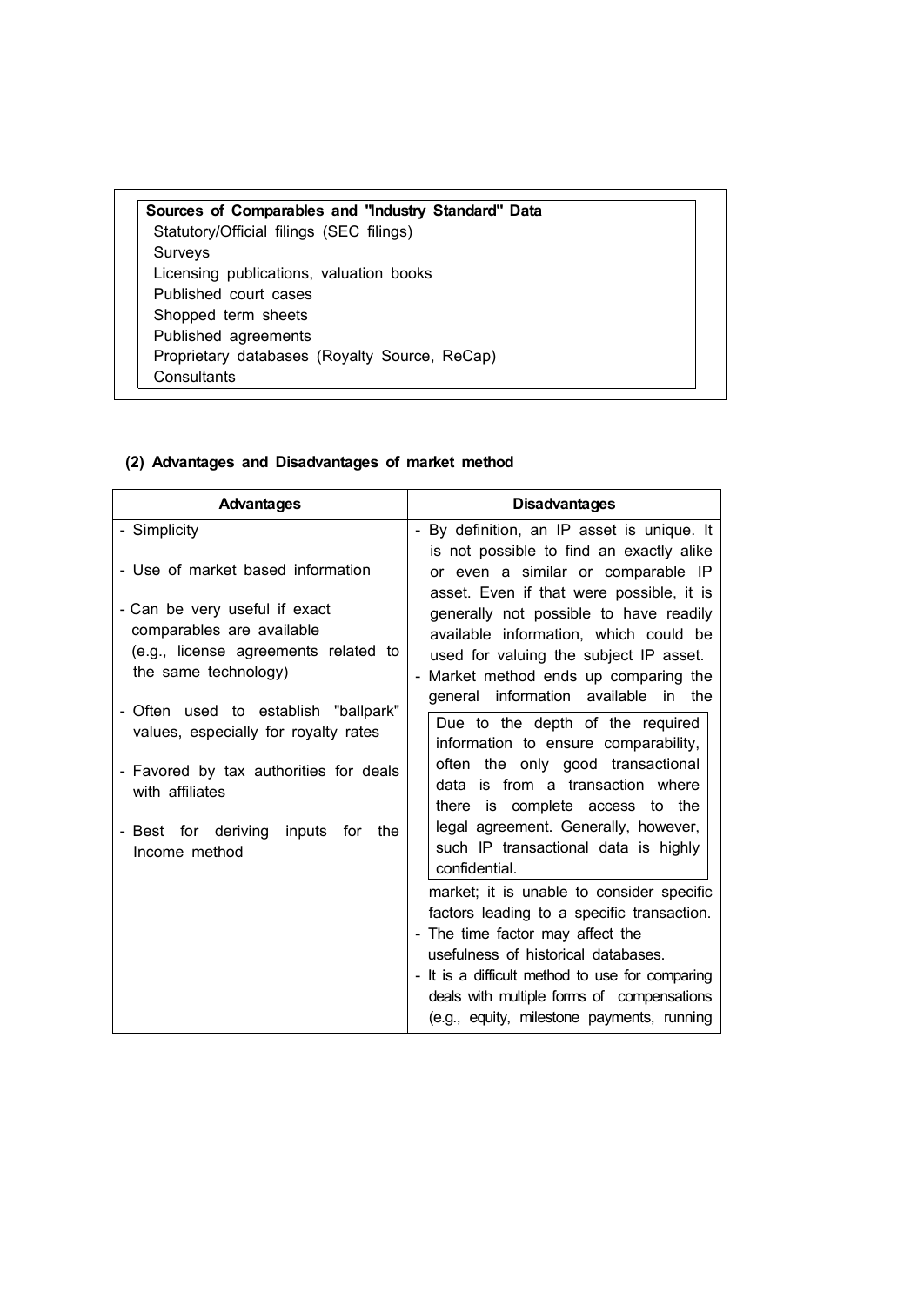| Sources of Comparables and "Industry Standard" Data |
| --- |
| Statutory/Official filings (SEC filings) |
| Surveys |
| Licensing publications, valuation books |
| Published court cases |
| Shopped term sheets |
| Published agreements |
| Proprietary databases (Royalty Source, ReCap) |
| Consultants |

**(2) Advantages and Disadvantages of market method**

| Advantages | Disadvantages |
| --- | --- |
| - Simplicity<br>- Use of market based information<br>- Can be very useful if exact comparables are available (e.g., license agreements related to the same technology)<br>- Often used to establish "ballpark" values, especially for royalty rates<br>- Favored by tax authorities for deals with affiliates<br>- Best for deriving inputs for the Income method | - By definition, an IP asset is unique. It is not possible to find an exactly alike or even a similar or comparable IP asset. Even if that were possible, it is generally not possible to have readily available information, which could be used for valuing the subject IP asset.<br>- Market method ends up comparing the general information available in the market; it is unable to consider specific factors leading to a specific transaction.<br>- The time factor may affect the usefulness of historical databases.<br>- It is a difficult method to use for comparing deals with multiple forms of compensations (e.g., equity, milestone payments, running |

Due to the depth of the required information to ensure comparability, often the only good transactional data is from a transaction where there is complete access to the legal agreement. Generally, however, such IP transactional data is highly confidential.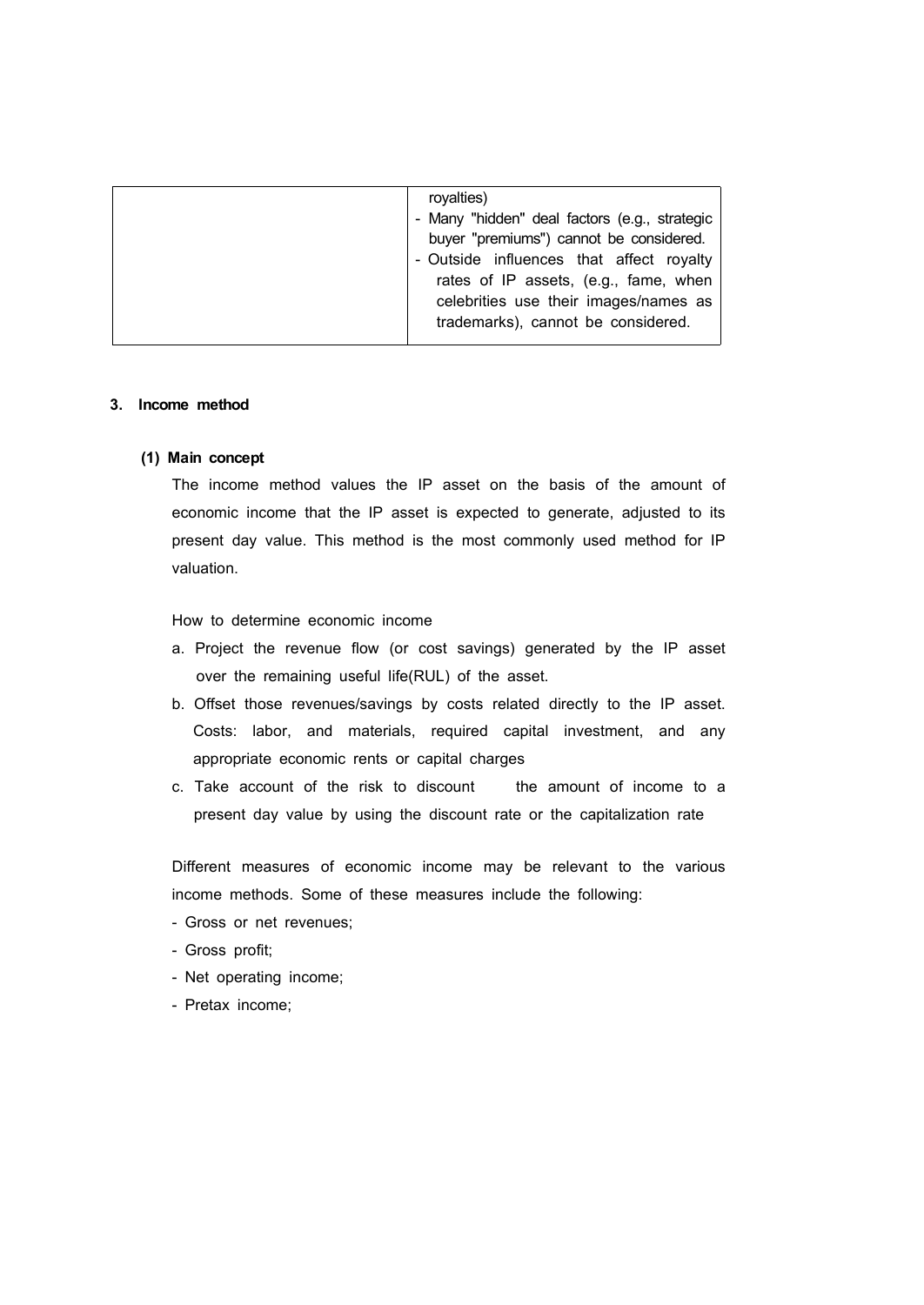|  | royalties)<br>- Many "hidden" deal factors (e.g., strategic buyer "premiums") cannot be considered.<br>- Outside influences that affect royalty rates of IP assets, (e.g., fame, when celebrities use their images/names as trademarks), cannot be considered. |
|---|---|

### 3. Income method

#### (1) Main concept

The income method values the IP asset on the basis of the amount of economic income that the IP asset is expected to generate, adjusted to its present day value. This method is the most commonly used method for IP valuation.

How to determine economic income

a. Project the revenue flow (or cost savings) generated by the IP asset over the remaining useful life(RUL) of the asset.
b. Offset those revenues/savings by costs related directly to the IP asset. Costs: labor, and materials, required capital investment, and any appropriate economic rents or capital charges
c. Take account of the risk to discount the amount of income to a present day value by using the discount rate or the capitalization rate

Different measures of economic income may be relevant to the various income methods. Some of these measures include the following:

- Gross or net revenues;
- Gross profit;
- Net operating income;
- Pretax income;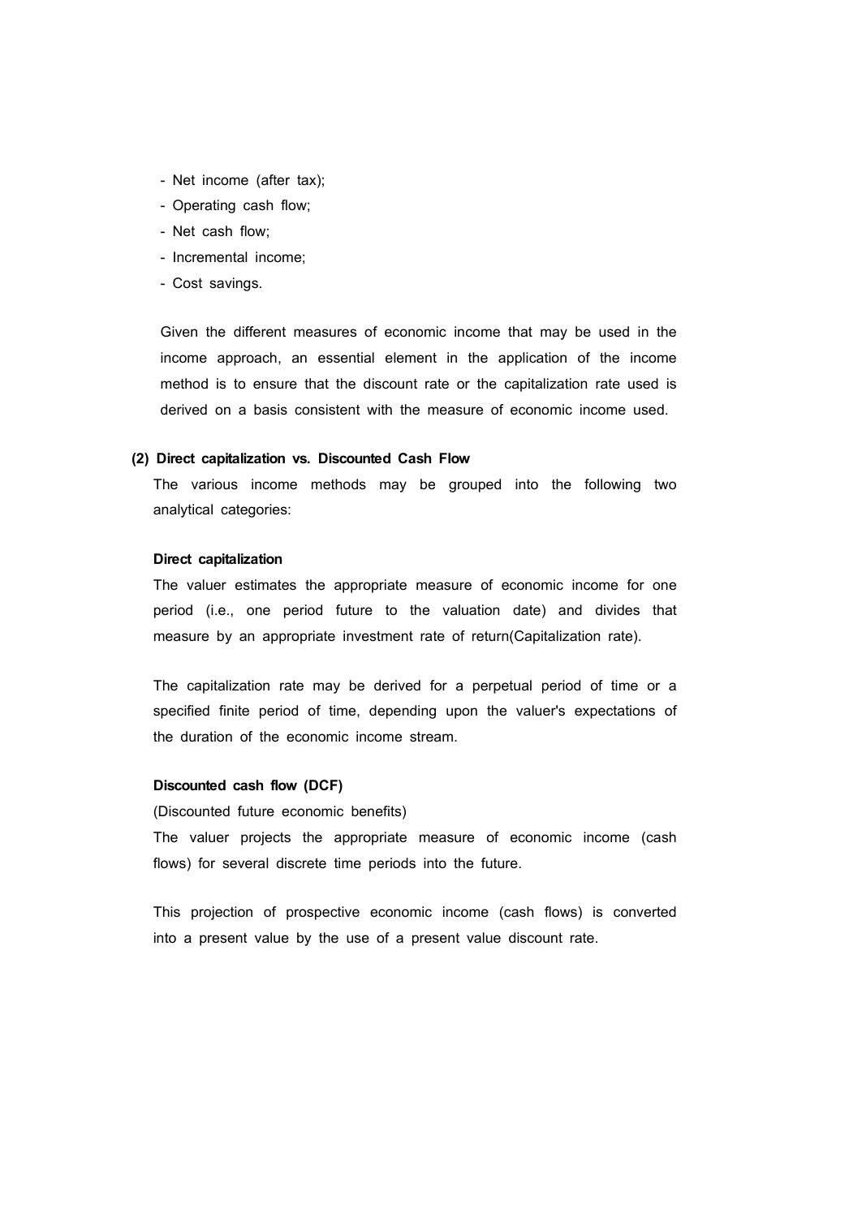- Net income (after tax);
- Operating cash flow;
- Net cash flow;
- Incremental income;
- Cost savings.

Given the different measures of economic income that may be used in the income approach, an essential element in the application of the income method is to ensure that the discount rate or the capitalization rate used is derived on a basis consistent with the measure of economic income used.

### (2) Direct capitalization vs. Discounted Cash Flow

The various income methods may be grouped into the following two analytical categories:

**Direct capitalization**

The valuer estimates the appropriate measure of economic income for one period (i.e., one period future to the valuation date) and divides that measure by an appropriate investment rate of return(Capitalization rate).

The capitalization rate may be derived for a perpetual period of time or a specified finite period of time, depending upon the valuer's expectations of the duration of the economic income stream.

**Discounted cash flow (DCF)**

(Discounted future economic benefits)

The valuer projects the appropriate measure of economic income (cash flows) for several discrete time periods into the future.

This projection of prospective economic income (cash flows) is converted into a present value by the use of a present value discount rate.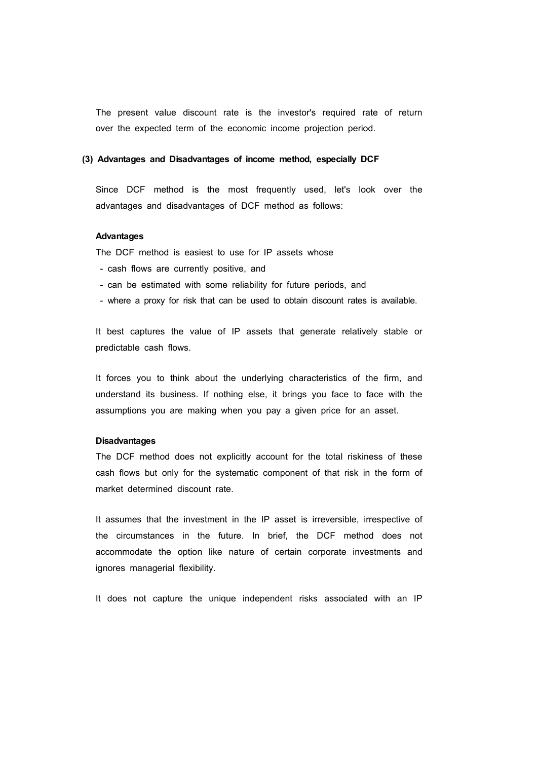The present value discount rate is the investor's required rate of return over the expected term of the economic income projection period.

### (3) Advantages and Disadvantages of income method, especially DCF

Since DCF method is the most frequently used, let's look over the advantages and disadvantages of DCF method as follows:

**Advantages**

The DCF method is easiest to use for IP assets whose

- cash flows are currently positive, and
- can be estimated with some reliability for future periods, and
- where a proxy for risk that can be used to obtain discount rates is available.

It best captures the value of IP assets that generate relatively stable or predictable cash flows.

It forces you to think about the underlying characteristics of the firm, and understand its business. If nothing else, it brings you face to face with the assumptions you are making when you pay a given price for an asset.

**Disadvantages**

The DCF method does not explicitly account for the total riskiness of these cash flows but only for the systematic component of that risk in the form of market determined discount rate.

It assumes that the investment in the IP asset is irreversible, irrespective of the circumstances in the future. In brief, the DCF method does not accommodate the option like nature of certain corporate investments and ignores managerial flexibility.

It does not capture the unique independent risks associated with an IP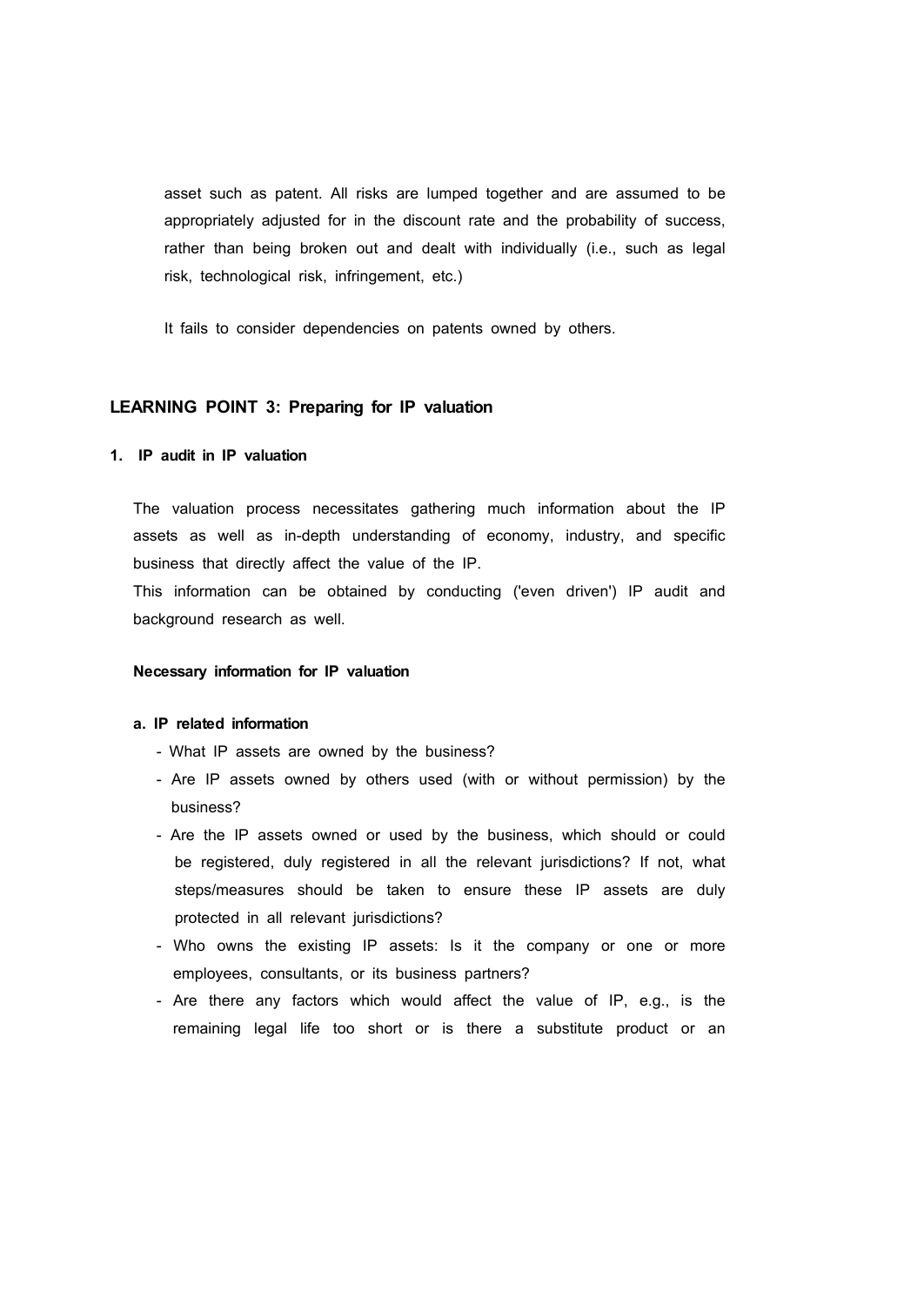asset such as patent. All risks are lumped together and are assumed to be appropriately adjusted for in the discount rate and the probability of success, rather than being broken out and dealt with individually (i.e., such as legal risk, technological risk, infringement, etc.)

It fails to consider dependencies on patents owned by others.

## LEARNING POINT 3: Preparing for IP valuation

### 1. IP audit in IP valuation

The valuation process necessitates gathering much information about the IP assets as well as in-depth understanding of economy, industry, and specific business that directly affect the value of the IP.
This information can be obtained by conducting ('even driven') IP audit and background research as well.

#### Necessary information for IP valuation

**a. IP related information**

- What IP assets are owned by the business?
- Are IP assets owned by others used (with or without permission) by the business?
- Are the IP assets owned or used by the business, which should or could be registered, duly registered in all the relevant jurisdictions? If not, what steps/measures should be taken to ensure these IP assets are duly protected in all relevant jurisdictions?
- Who owns the existing IP assets: Is it the company or one or more employees, consultants, or its business partners?
- Are there any factors which would affect the value of IP, e.g., is the remaining legal life too short or is there a substitute product or an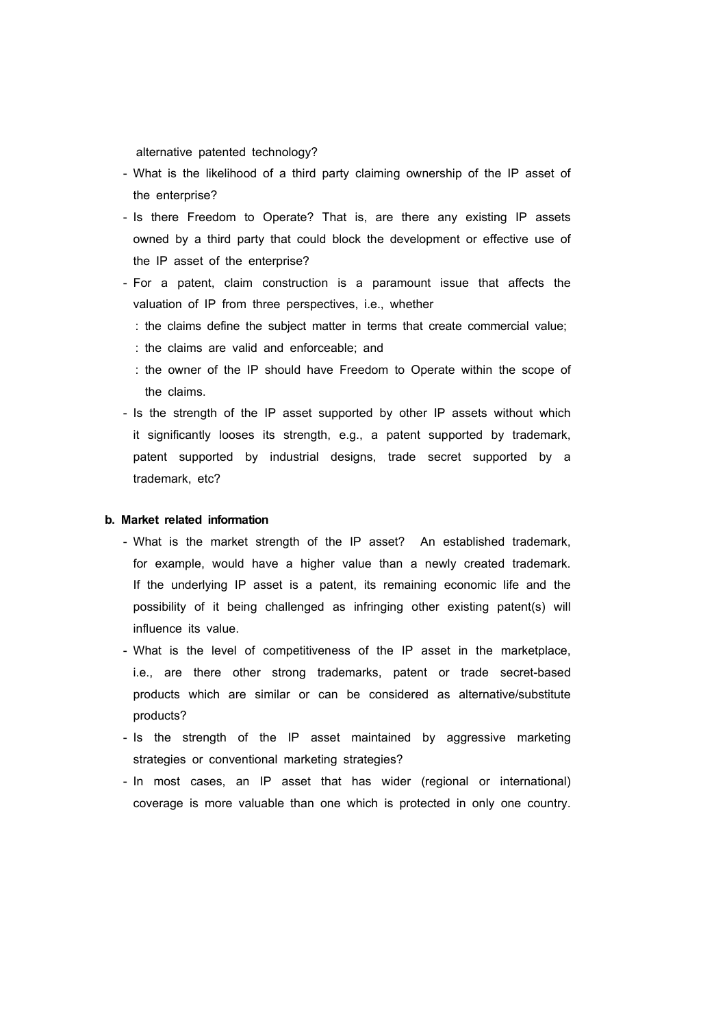alternative patented technology?

- What is the likelihood of a third party claiming ownership of the IP asset of the enterprise?
- Is there Freedom to Operate? That is, are there any existing IP assets owned by a third party that could block the development or effective use of the IP asset of the enterprise?
- For a patent, claim construction is a paramount issue that affects the valuation of IP from three perspectives, i.e., whether
  : the claims define the subject matter in terms that create commercial value;
  : the claims are valid and enforceable; and
  : the owner of the IP should have Freedom to Operate within the scope of the claims.
- Is the strength of the IP asset supported by other IP assets without which it significantly looses its strength, e.g., a patent supported by trademark, patent supported by industrial designs, trade secret supported by a trademark, etc?

**b. Market related information**

- What is the market strength of the IP asset? An established trademark, for example, would have a higher value than a newly created trademark. If the underlying IP asset is a patent, its remaining economic life and the possibility of it being challenged as infringing other existing patent(s) will influence its value.
- What is the level of competitiveness of the IP asset in the marketplace, i.e., are there other strong trademarks, patent or trade secret-based products which are similar or can be considered as alternative/substitute products?
- Is the strength of the IP asset maintained by aggressive marketing strategies or conventional marketing strategies?
- In most cases, an IP asset that has wider (regional or international) coverage is more valuable than one which is protected in only one country.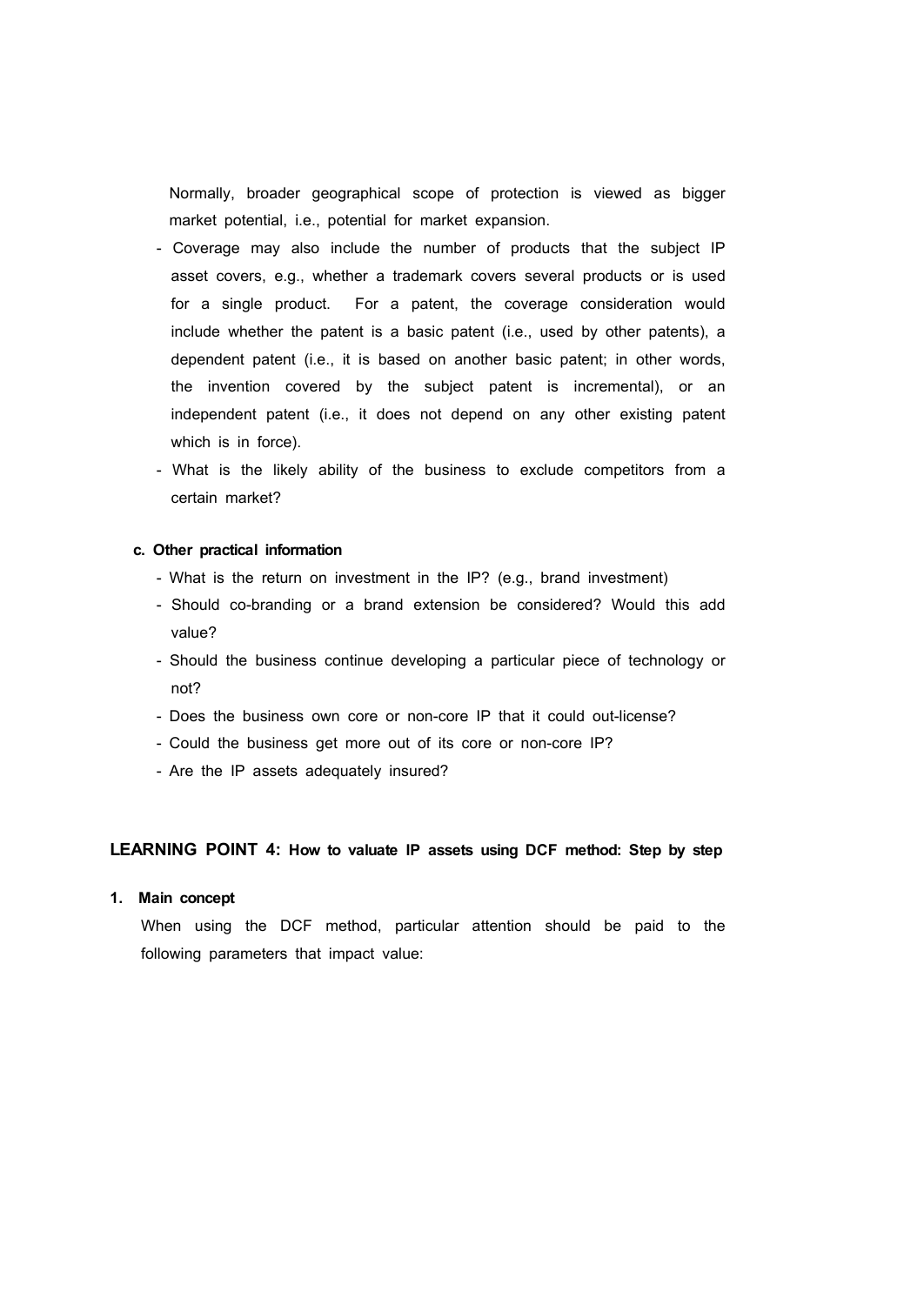Normally, broader geographical scope of protection is viewed as bigger market potential, i.e., potential for market expansion.

- Coverage may also include the number of products that the subject IP asset covers, e.g., whether a trademark covers several products or is used for a single product. For a patent, the coverage consideration would include whether the patent is a basic patent (i.e., used by other patents), a dependent patent (i.e., it is based on another basic patent; in other words, the invention covered by the subject patent is incremental), or an independent patent (i.e., it does not depend on any other existing patent which is in force).
- What is the likely ability of the business to exclude competitors from a certain market?

**c. Other practical information**

- What is the return on investment in the IP? (e.g., brand investment)
- Should co-branding or a brand extension be considered? Would this add value?
- Should the business continue developing a particular piece of technology or not?
- Does the business own core or non-core IP that it could out-license?
- Could the business get more out of its core or non-core IP?
- Are the IP assets adequately insured?

## LEARNING POINT 4: How to valuate IP assets using DCF method: Step by step

**1. Main concept**

When using the DCF method, particular attention should be paid to the following parameters that impact value: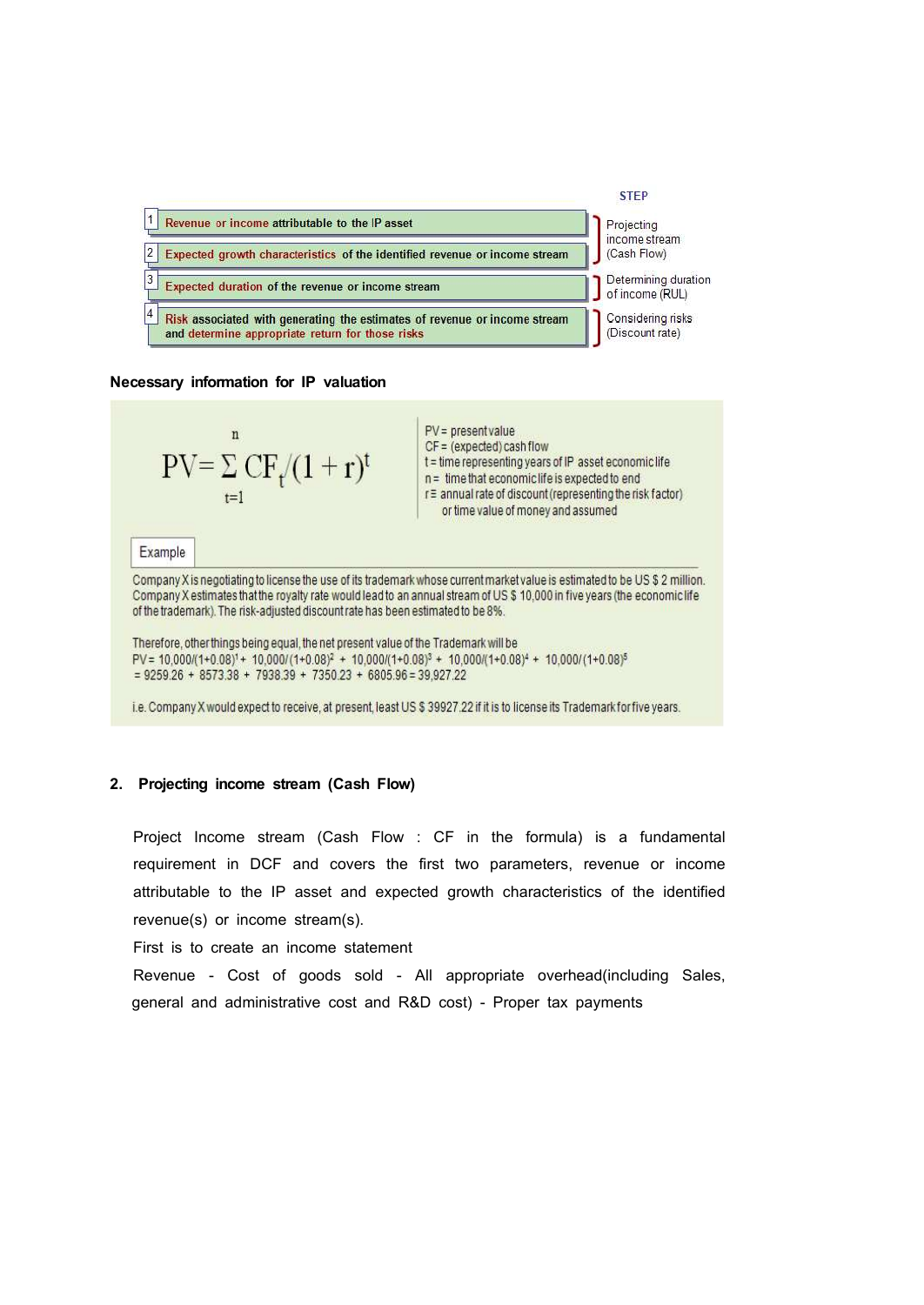| | | STEP |
|---|---|---|
| 1 | Revenue or income attributable to the IP asset | Projecting income stream (Cash Flow) |
| 2 | Expected growth characteristics of the identified revenue or income stream | |
| 3 | Expected duration of the revenue or income stream | Determining duration of income (RUL) |
| 4 | Risk associated with generating the estimates of revenue or income stream and determine appropriate return for those risks | Considering risks (Discount rate) |

**Necessary information for IP valuation**

$$PV = \sum_{t=1}^{n} CF_t/(1+r)^t$$

PV = present value
CF = (expected) cash flow
t = time representing years of IP asset economic life
n = time that economic life is expected to end
r = annual rate of discount (representing the risk factor) or time value of money and assumed

**Example**

Company X is negotiating to license the use of its trademark whose current market value is estimated to be US $ 2 million. Company X estimates that the royalty rate would lead to an annual stream of US $ 10,000 in five years (the economic life of the trademark). The risk-adjusted discount rate has been estimated to be 8%.

Therefore, other things being equal, the net present value of the Trademark will be

$PV = 10{,}000/(1+0.08)^1 + 10{,}000/(1+0.08)^2 + 10{,}000/(1+0.08)^3 + 10{,}000/(1+0.08)^4 + 10{,}000/(1+0.08)^5$
$= 9259.26 + 8573.38 + 7938.39 + 7350.23 + 6805.96 = 39{,}927.22$

i.e. Company X would expect to receive, at present, least US $ 39927.22 if it is to license its Trademark for five years.

## 2. Projecting income stream (Cash Flow)

Project Income stream (Cash Flow : CF in the formula) is a fundamental requirement in DCF and covers the first two parameters, revenue or income attributable to the IP asset and expected growth characteristics of the identified revenue(s) or income stream(s).

First is to create an income statement

Revenue - Cost of goods sold - All appropriate overhead(including Sales, general and administrative cost and R&D cost) - Proper tax payments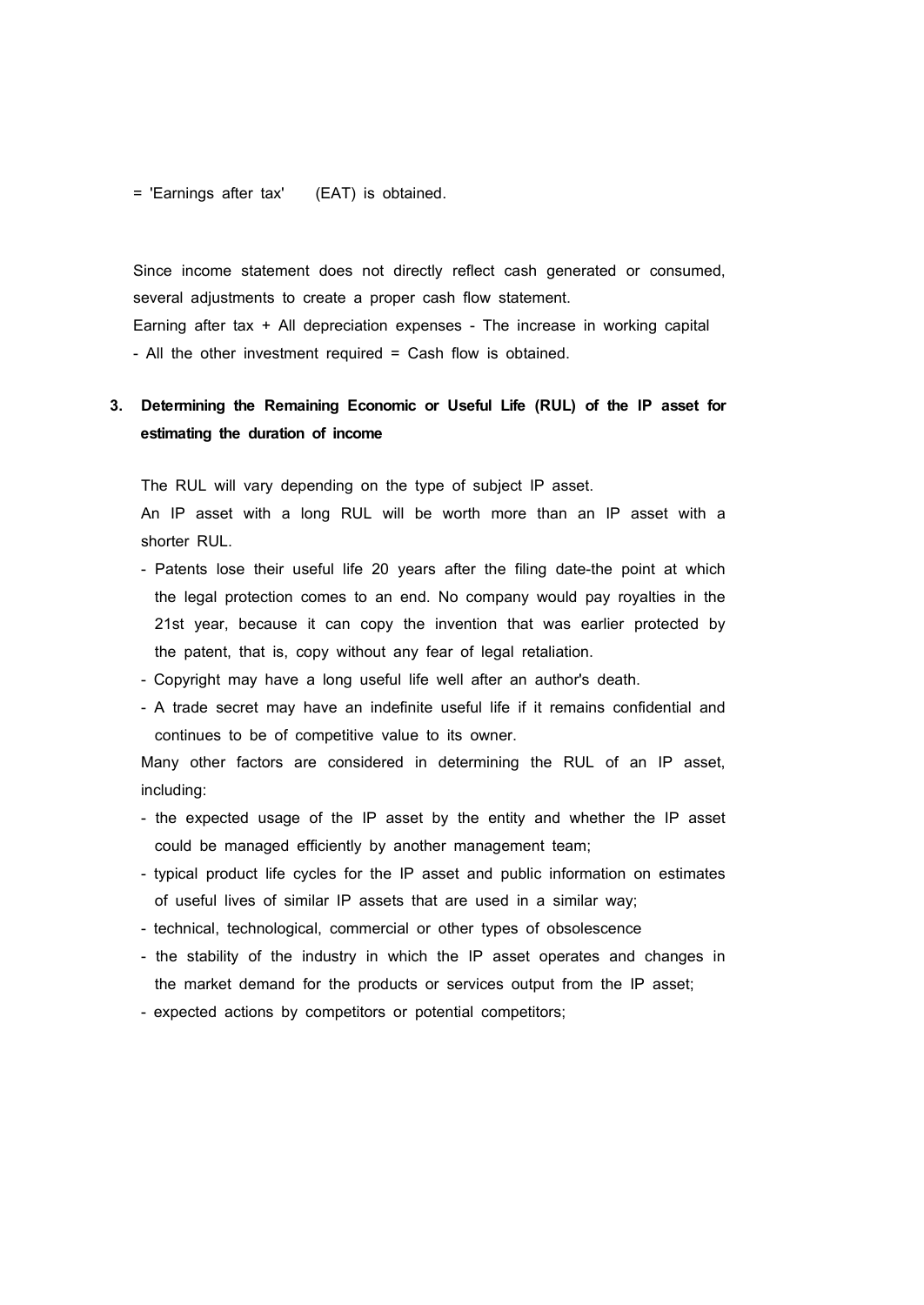= 'Earnings after tax' (EAT) is obtained.

Since income statement does not directly reflect cash generated or consumed, several adjustments to create a proper cash flow statement.

Earning after tax + All depreciation expenses - The increase in working capital - All the other investment required = Cash flow is obtained.

**3. Determining the Remaining Economic or Useful Life (RUL) of the IP asset for estimating the duration of income**

The RUL will vary depending on the type of subject IP asset.

An IP asset with a long RUL will be worth more than an IP asset with a shorter RUL.

- Patents lose their useful life 20 years after the filing date-the point at which the legal protection comes to an end. No company would pay royalties in the 21st year, because it can copy the invention that was earlier protected by the patent, that is, copy without any fear of legal retaliation.
- Copyright may have a long useful life well after an author's death.
- A trade secret may have an indefinite useful life if it remains confidential and continues to be of competitive value to its owner.

Many other factors are considered in determining the RUL of an IP asset, including:

- the expected usage of the IP asset by the entity and whether the IP asset could be managed efficiently by another management team;
- typical product life cycles for the IP asset and public information on estimates of useful lives of similar IP assets that are used in a similar way;
- technical, technological, commercial or other types of obsolescence
- the stability of the industry in which the IP asset operates and changes in the market demand for the products or services output from the IP asset;
- expected actions by competitors or potential competitors;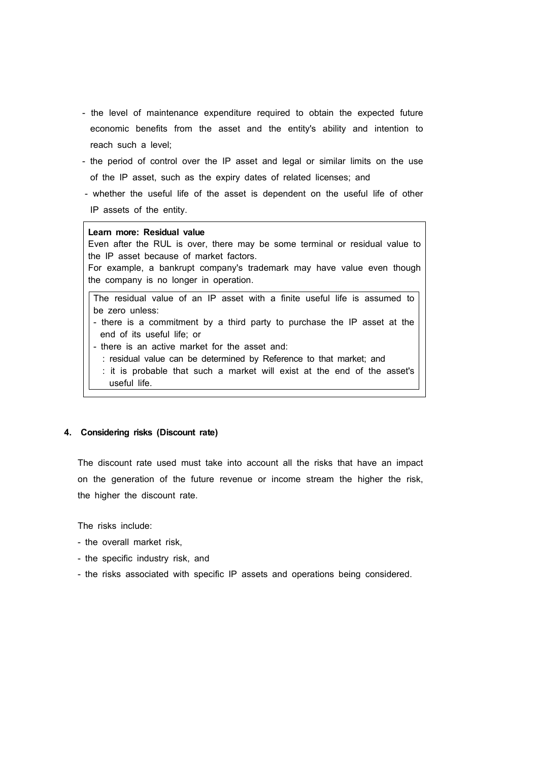- the level of maintenance expenditure required to obtain the expected future economic benefits from the asset and the entity's ability and intention to reach such a level;
- the period of control over the IP asset and legal or similar limits on the use of the IP asset, such as the expiry dates of related licenses; and
- whether the useful life of the asset is dependent on the useful life of other IP assets of the entity.

> **Learn more: Residual value**
>
> Even after the RUL is over, there may be some terminal or residual value to the IP asset because of market factors.
>
> For example, a bankrupt company's trademark may have value even though the company is no longer in operation.
>
> > The residual value of an IP asset with a finite useful life is assumed to be zero unless:
> > - there is a commitment by a third party to purchase the IP asset at the end of its useful life; or
> > - there is an active market for the asset and:
> >   : residual value can be determined by Reference to that market; and
> >   : it is probable that such a market will exist at the end of the asset's useful life.

#### 4. Considering risks (Discount rate)

The discount rate used must take into account all the risks that have an impact on the generation of the future revenue or income stream the higher the risk, the higher the discount rate.

The risks include:

- the overall market risk,
- the specific industry risk, and
- the risks associated with specific IP assets and operations being considered.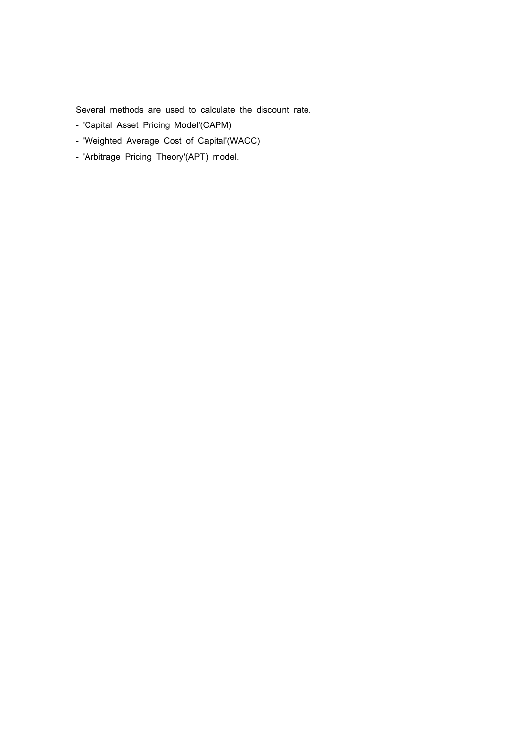Several methods are used to calculate the discount rate.

- 'Capital Asset Pricing Model'(CAPM)
- 'Weighted Average Cost of Capital'(WACC)
- 'Arbitrage Pricing Theory'(APT) model.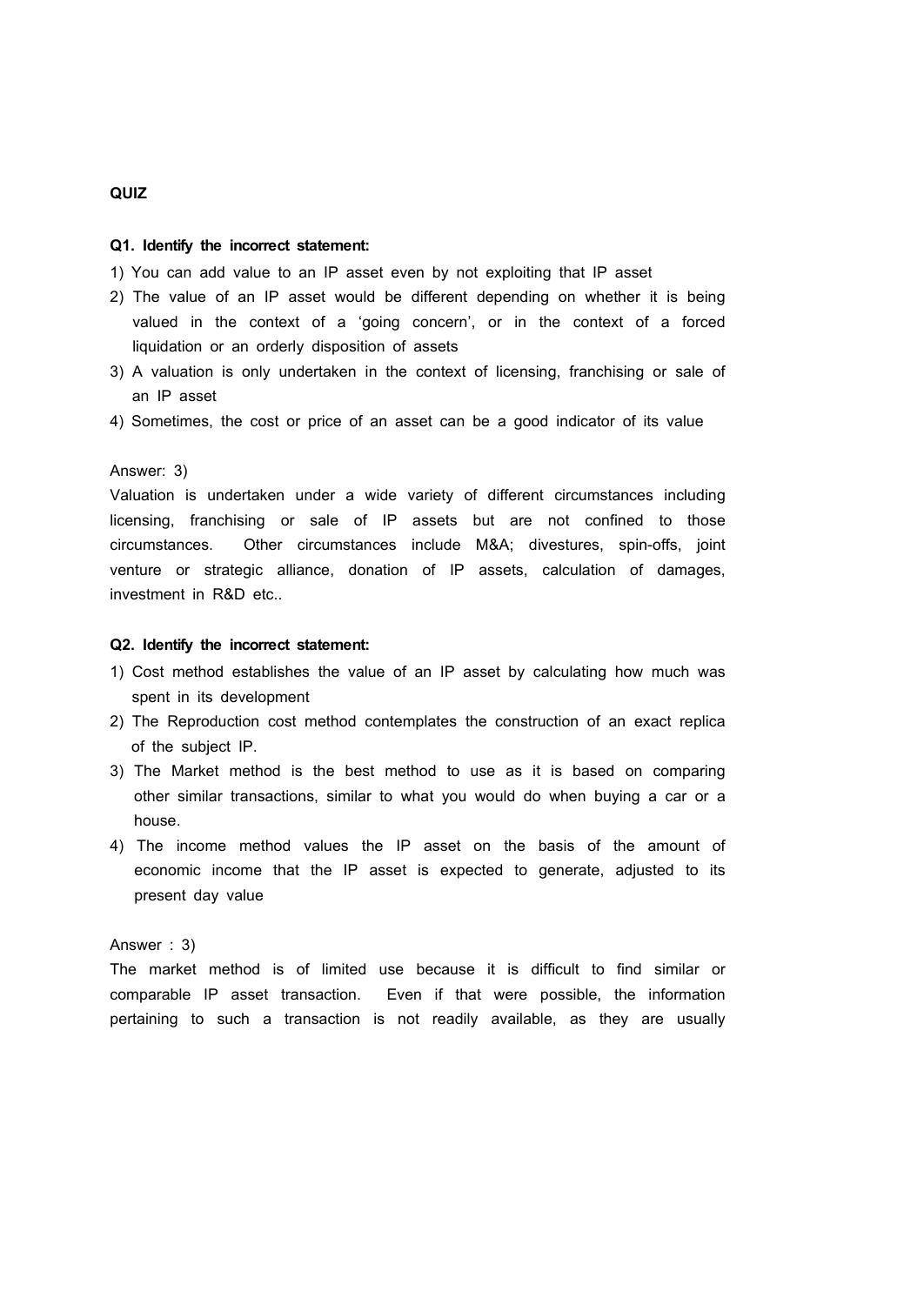**QUIZ**

**Q1. Identify the incorrect statement:**

1) You can add value to an IP asset even by not exploiting that IP asset
2) The value of an IP asset would be different depending on whether it is being valued in the context of a 'going concern', or in the context of a forced liquidation or an orderly disposition of assets
3) A valuation is only undertaken in the context of licensing, franchising or sale of an IP asset
4) Sometimes, the cost or price of an asset can be a good indicator of its value

Answer: 3)

Valuation is undertaken under a wide variety of different circumstances including licensing, franchising or sale of IP assets but are not confined to those circumstances. Other circumstances include M&A; divestures, spin-offs, joint venture or strategic alliance, donation of IP assets, calculation of damages, investment in R&D etc..

**Q2. Identify the incorrect statement:**

1) Cost method establishes the value of an IP asset by calculating how much was spent in its development
2) The Reproduction cost method contemplates the construction of an exact replica of the subject IP.
3) The Market method is the best method to use as it is based on comparing other similar transactions, similar to what you would do when buying a car or a house.
4) The income method values the IP asset on the basis of the amount of economic income that the IP asset is expected to generate, adjusted to its present day value

Answer : 3)

The market method is of limited use because it is difficult to find similar or comparable IP asset transaction. Even if that were possible, the information pertaining to such a transaction is not readily available, as they are usually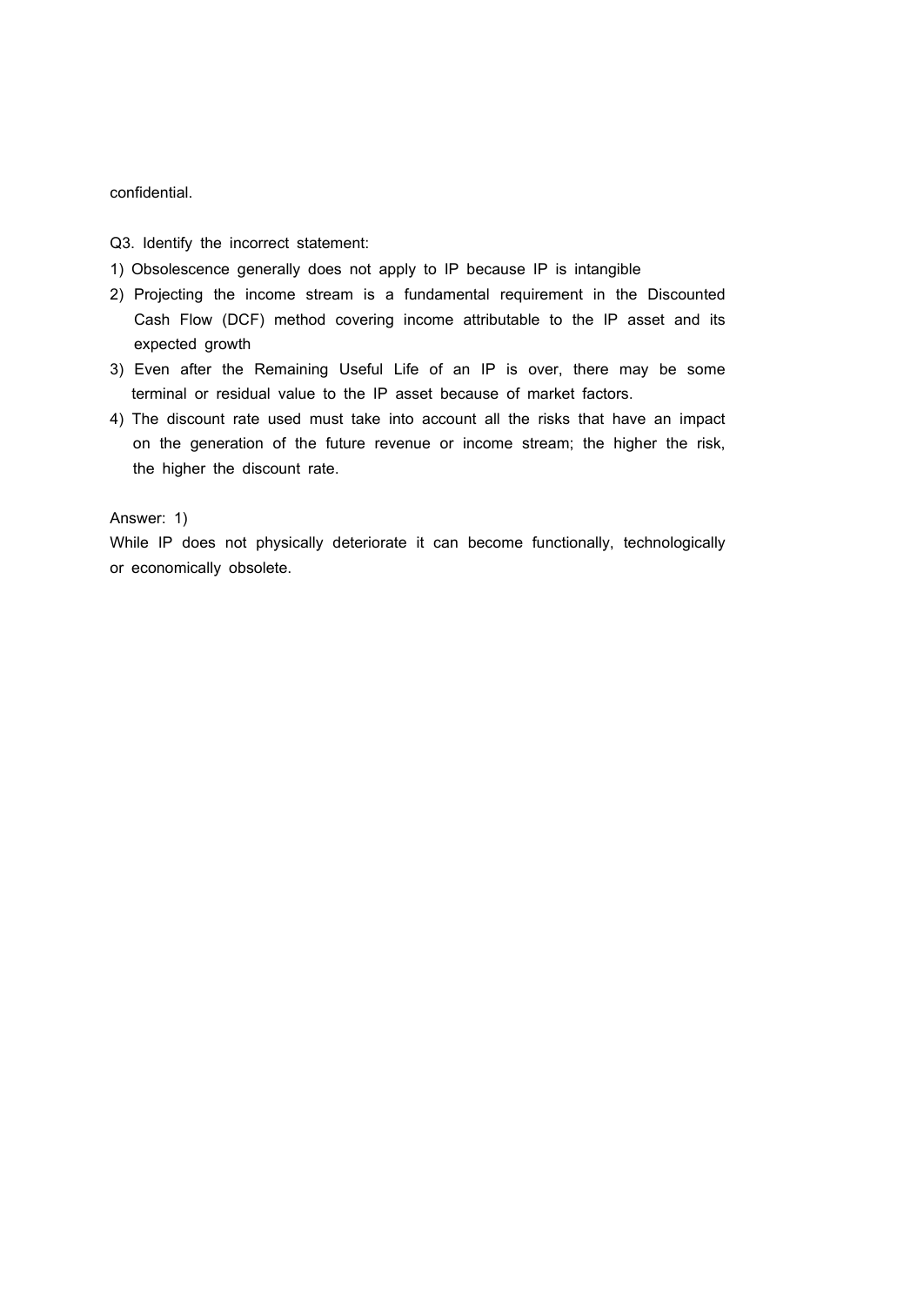confidential.

Q3. Identify the incorrect statement:

1) Obsolescence generally does not apply to IP because IP is intangible
2) Projecting the income stream is a fundamental requirement in the Discounted Cash Flow (DCF) method covering income attributable to the IP asset and its expected growth
3) Even after the Remaining Useful Life of an IP is over, there may be some terminal or residual value to the IP asset because of market factors.
4) The discount rate used must take into account all the risks that have an impact on the generation of the future revenue or income stream; the higher the risk, the higher the discount rate.

Answer: 1)

While IP does not physically deteriorate it can become functionally, technologically or economically obsolete.